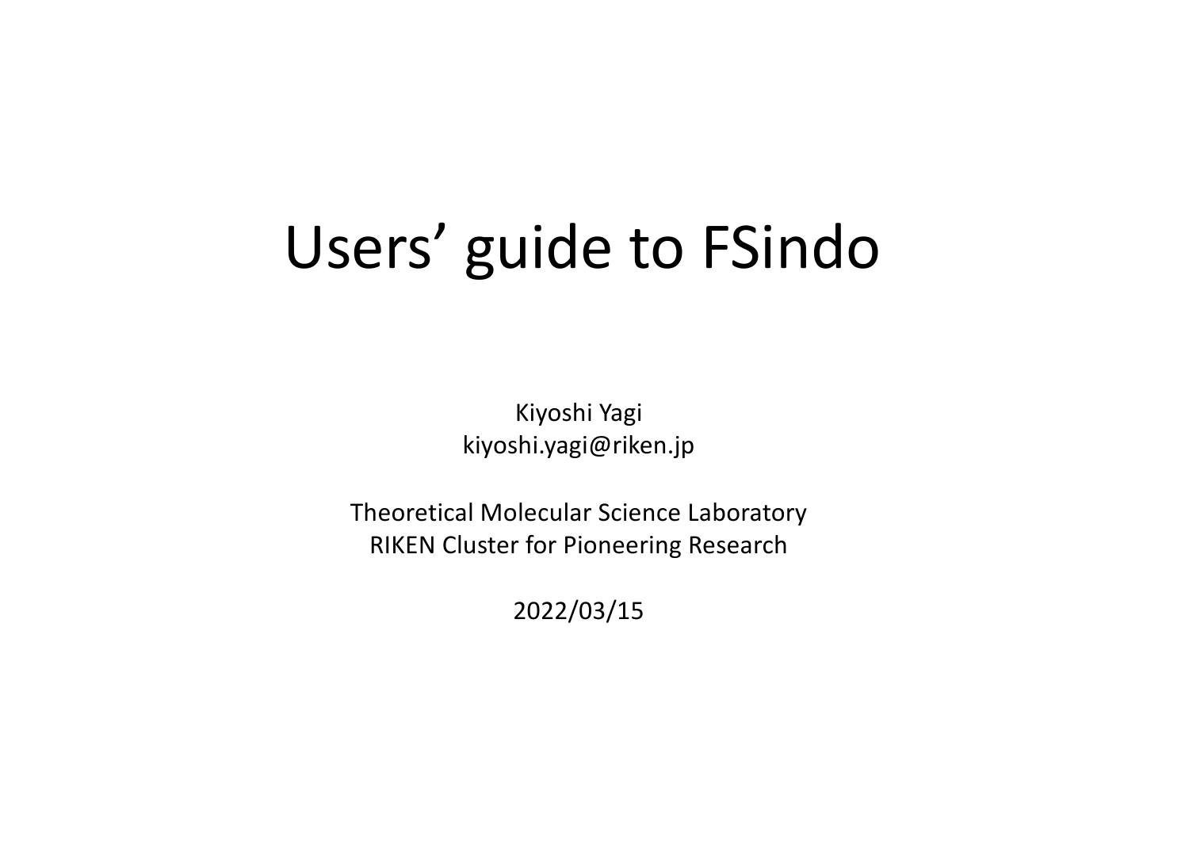# Users' guide to FSindo

Kiyoshi Yagi
kiyoshi.yagi@riken.jp

Theoretical Molecular Science Laboratory
RIKEN Cluster for Pioneering Research

2022/03/15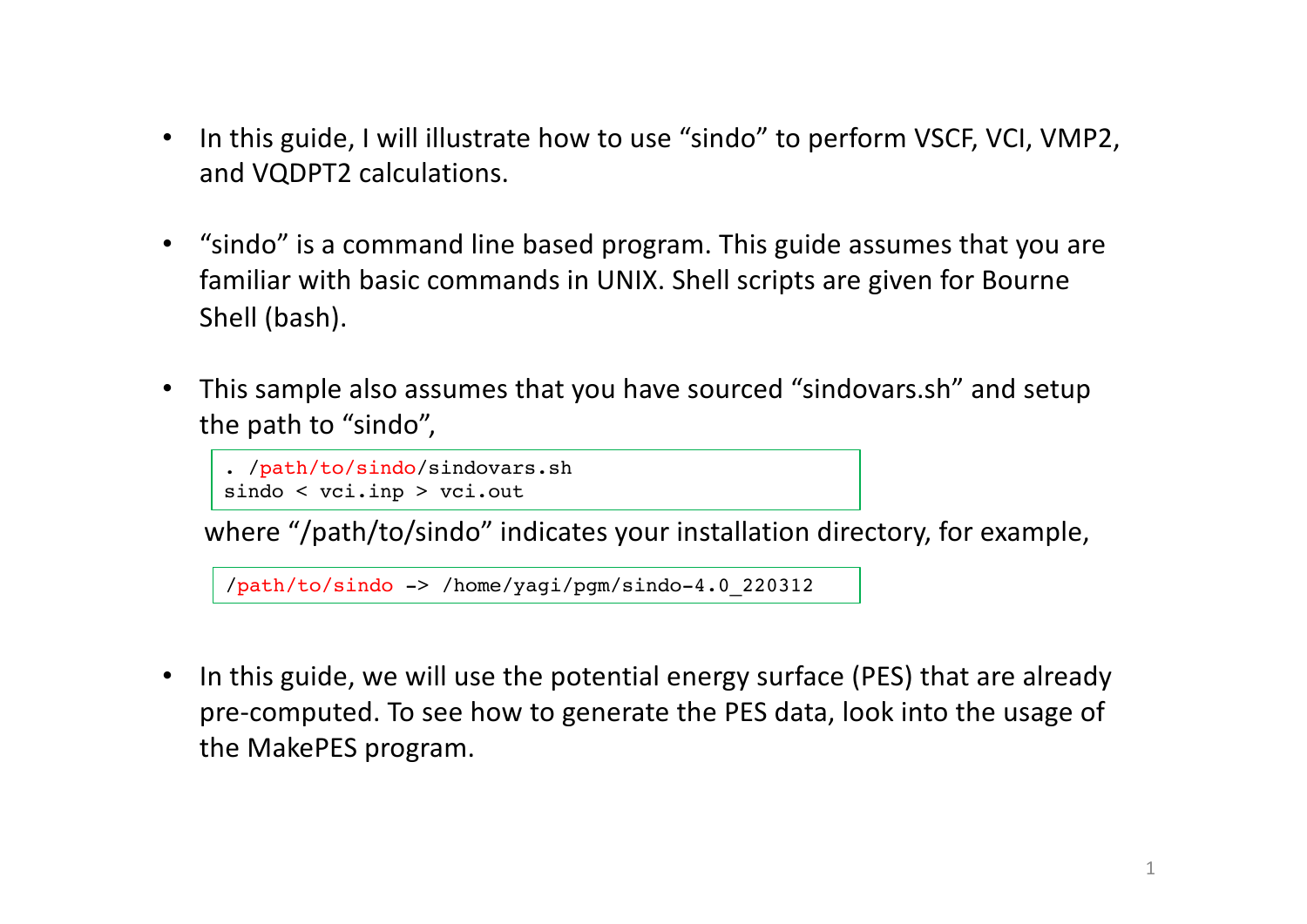- In this guide, I will illustrate how to use “sindo” to perform VSCF, VCI, VMP2, and VQDPT2 calculations.

- “sindo” is a command line based program. This guide assumes that you are familiar with basic commands in UNIX. Shell scripts are given for Bourne Shell (bash).

- This sample also assumes that you have sourced “sindovars.sh” and setup the path to “sindo”,

```
. /path/to/sindo/sindovars.sh
sindo < vci.inp > vci.out
```

where “/path/to/sindo” indicates your installation directory, for example,

```
/path/to/sindo -> /home/yagi/pgm/sindo-4.0_220312
```

- In this guide, we will use the potential energy surface (PES) that are already pre-computed. To see how to generate the PES data, look into the usage of the MakePES program.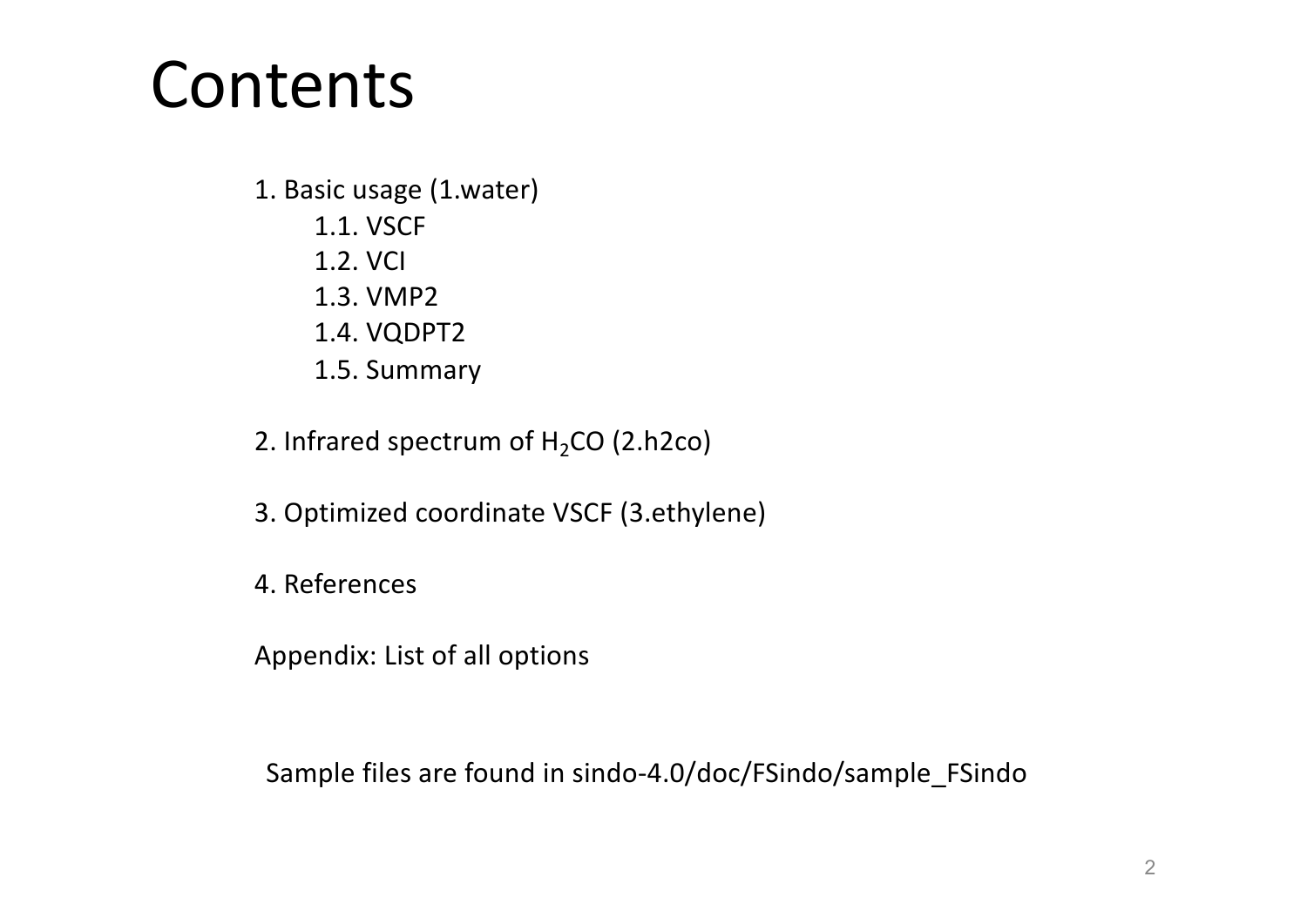# Contents

1. Basic usage (1.water)
    - 1.1. VSCF
    - 1.2. VCI
    - 1.3. VMP2
    - 1.4. VQDPT2
    - 1.5. Summary

2. Infrared spectrum of $H_2CO$ (2.h2co)

3. Optimized coordinate VSCF (3.ethylene)

4. References

Appendix: List of all options

Sample files are found in sindo-4.0/doc/FSindo/sample_FSindo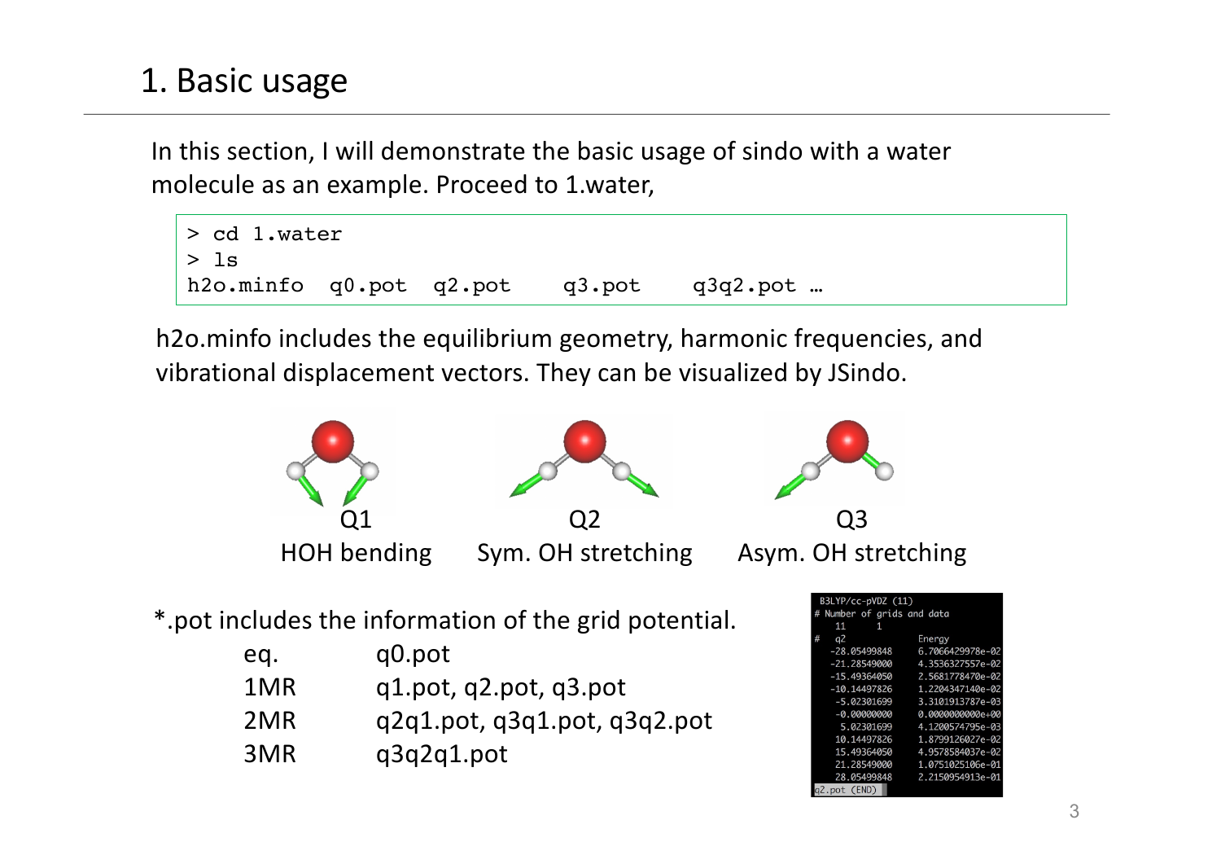# 1. Basic usage

In this section, I will demonstrate the basic usage of sindo with a water molecule as an example. Proceed to 1.water,

```
> cd 1.water
> ls
h2o.minfo  q0.pot  q2.pot    q3.pot    q3q2.pot …
```

h2o.minfo includes the equilibrium geometry, harmonic frequencies, and vibrational displacement vectors. They can be visualized by JSindo.

Q1
HOH bending

Q2
Sym. OH stretching

Q3
Asym. OH stretching

*.pot includes the information of the grid potential.

| | |
|---|---|
| eq. | q0.pot |
| 1MR | q1.pot, q2.pot, q3.pot |
| 2MR | q2q1.pot, q3q1.pot, q3q2.pot |
| 3MR | q3q2q1.pot |

```
B3LYP/cc-pVDZ (11)
# Number of grids and data
   11      1
#  q2              Energy
  -28.05499848    6.7066429978e-02
  -21.28549000    4.3536327557e-02
  -15.49364050    2.5681778470e-02
  -10.14497826    1.2204347140e-02
   -5.02301699    3.3101913787e-03
   -0.00000000    0.0000000000e+00
    5.02301699    4.1200574795e-03
   10.14497826    1.8799126027e-02
   15.49364050    4.9578584037e-02
   21.28549000    1.0751025106e-01
   28.05499848    2.2150954913e-01
q2.pot (END)
```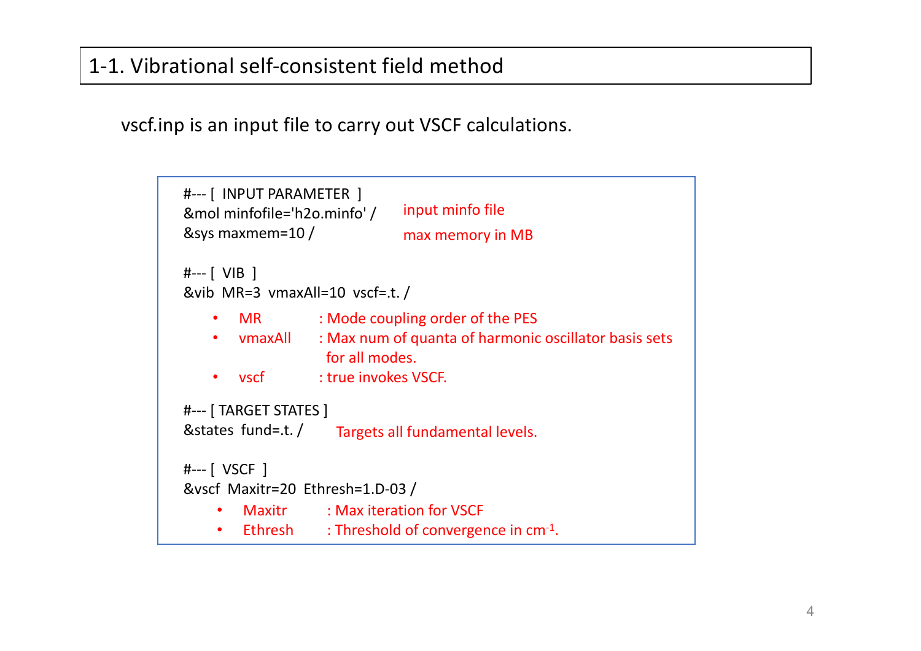# 1-1. Vibrational self-consistent field method

vscf.inp is an input file to carry out VSCF calculations.

```
#--- [  INPUT PARAMETER  ]
&mol minfofile='h2o.minfo' /
&sys maxmem=10 /
```

input minfo file

max memory in MB

```
#--- [  VIB  ]
&vib  MR=3  vmaxAll=10  vscf=.t. /
```

- MR : Mode coupling order of the PES
- vmaxAll : Max num of quanta of harmonic oscillator basis sets for all modes.
- vscf : true invokes VSCF.

```
#--- [ TARGET STATES ]
&states  fund=.t. /
```

Targets all fundamental levels.

```
#--- [  VSCF  ]
&vscf  Maxitr=20  Ethresh=1.D-03 /
```

- Maxitr : Max iteration for VSCF
- Ethresh : Threshold of convergence in $cm^{-1}$.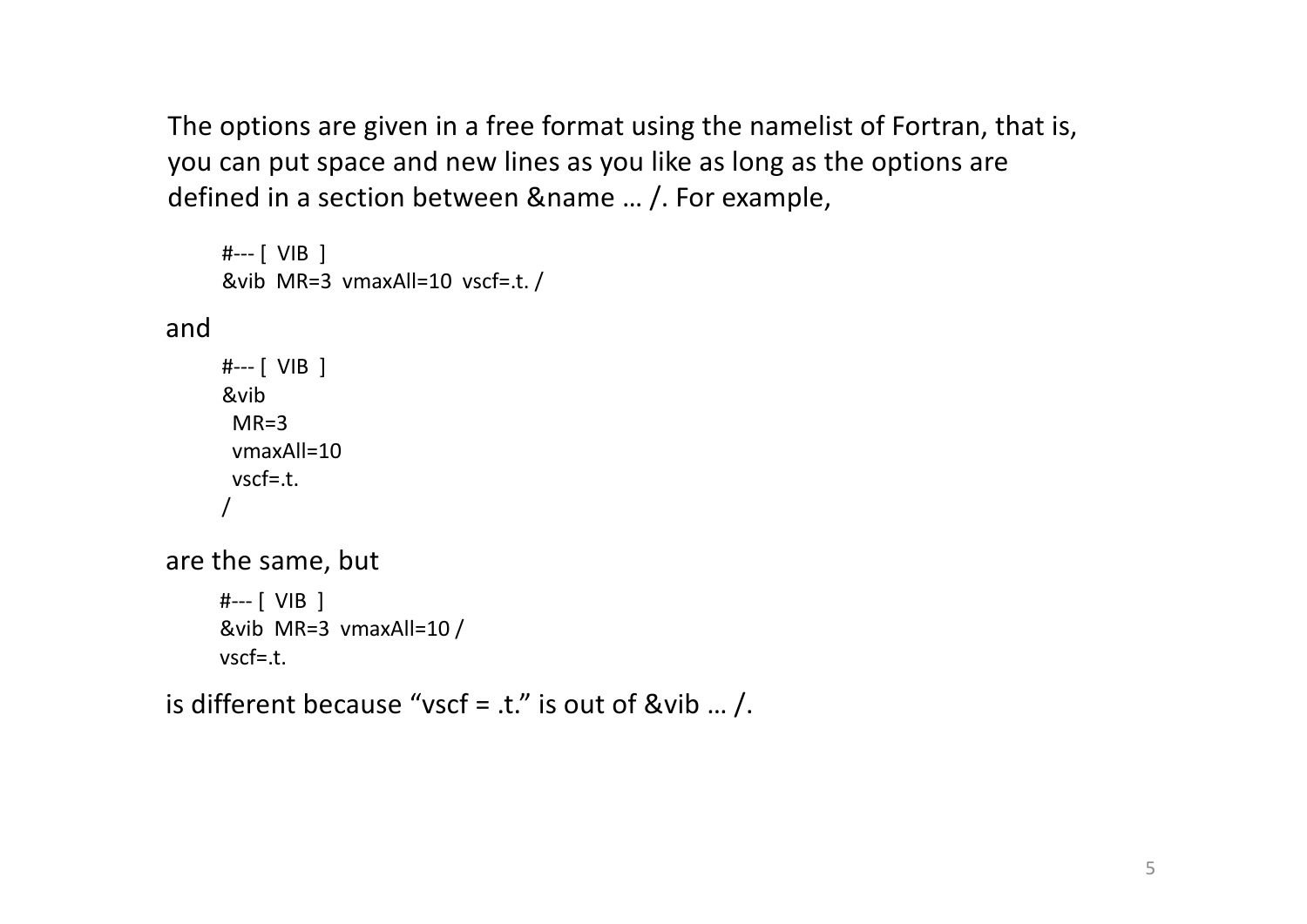The options are given in a free format using the namelist of Fortran, that is, you can put space and new lines as you like as long as the options are defined in a section between &name … /. For example,

```
#--- [  VIB  ]
&vib  MR=3  vmaxAll=10  vscf=.t. /
```

and

```
#--- [  VIB  ]
&vib
  MR=3
  vmaxAll=10
  vscf=.t.
/
```

are the same, but

```
#--- [  VIB  ]
&vib  MR=3  vmaxAll=10 /
vscf=.t.
```

is different because “vscf = .t.” is out of &vib … /.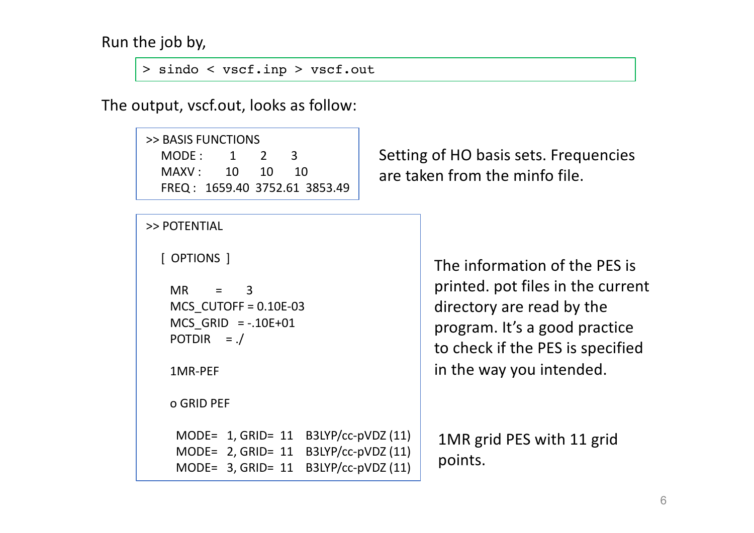Run the job by,

```
> sindo < vscf.inp > vscf.out
```

The output, vscf.out, looks as follow:

```
>> BASIS FUNCTIONS
   MODE :      1       2       3
   MAXV :     10      10      10
   FREQ :  1659.40  3752.61  3853.49
```

Setting of HO basis sets. Frequencies are taken from the minfo file.

```
>> POTENTIAL

   [ OPTIONS ]

     MR        =     3
     MCS_CUTOFF = 0.10E-03
     MCS_GRID   = -.10E+01
     POTDIR     = ./

     1MR-PEF

     o GRID PEF

      MODE=  1, GRID=  11    B3LYP/cc-pVDZ (11)
      MODE=  2, GRID=  11    B3LYP/cc-pVDZ (11)
      MODE=  3, GRID=  11    B3LYP/cc-pVDZ (11)
```

The information of the PES is printed. pot files in the current directory are read by the program. It's a good practice to check if the PES is specified in the way you intended.

1MR grid PES with 11 grid points.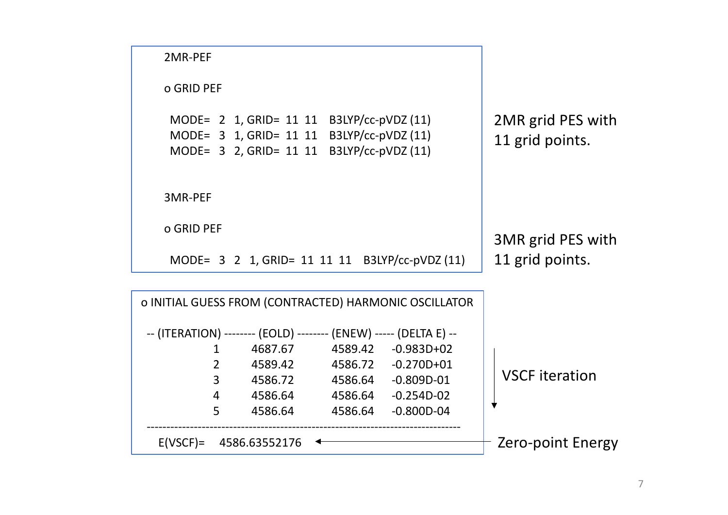```
2MR-PEF

o GRID PEF

 MODE=  2  1, GRID=  11  11    B3LYP/cc-pVDZ (11)
 MODE=  3  1, GRID=  11  11    B3LYP/cc-pVDZ (11)
 MODE=  3  2, GRID=  11  11    B3LYP/cc-pVDZ (11)


3MR-PEF

o GRID PEF

 MODE=  3  2  1, GRID=  11  11  11    B3LYP/cc-pVDZ (11)
```

2MR grid PES with 11 grid points.

3MR grid PES with 11 grid points.

```
o INITIAL GUESS FROM (CONTRACTED) HARMONIC OSCILLATOR

-- (ITERATION) -------- (EOLD) -------- (ENEW) ----- (DELTA E) --
        1        4687.67        4589.42     -0.983D+02
        2        4589.42        4586.72     -0.270D+01
        3        4586.72        4586.64     -0.809D-01
        4        4586.64        4586.64     -0.254D-02
        5        4586.64        4586.64     -0.800D-04
------------------------------------------------------------------
   E(VSCF)=    4586.63552176
```

VSCF iteration

Zero-point Energy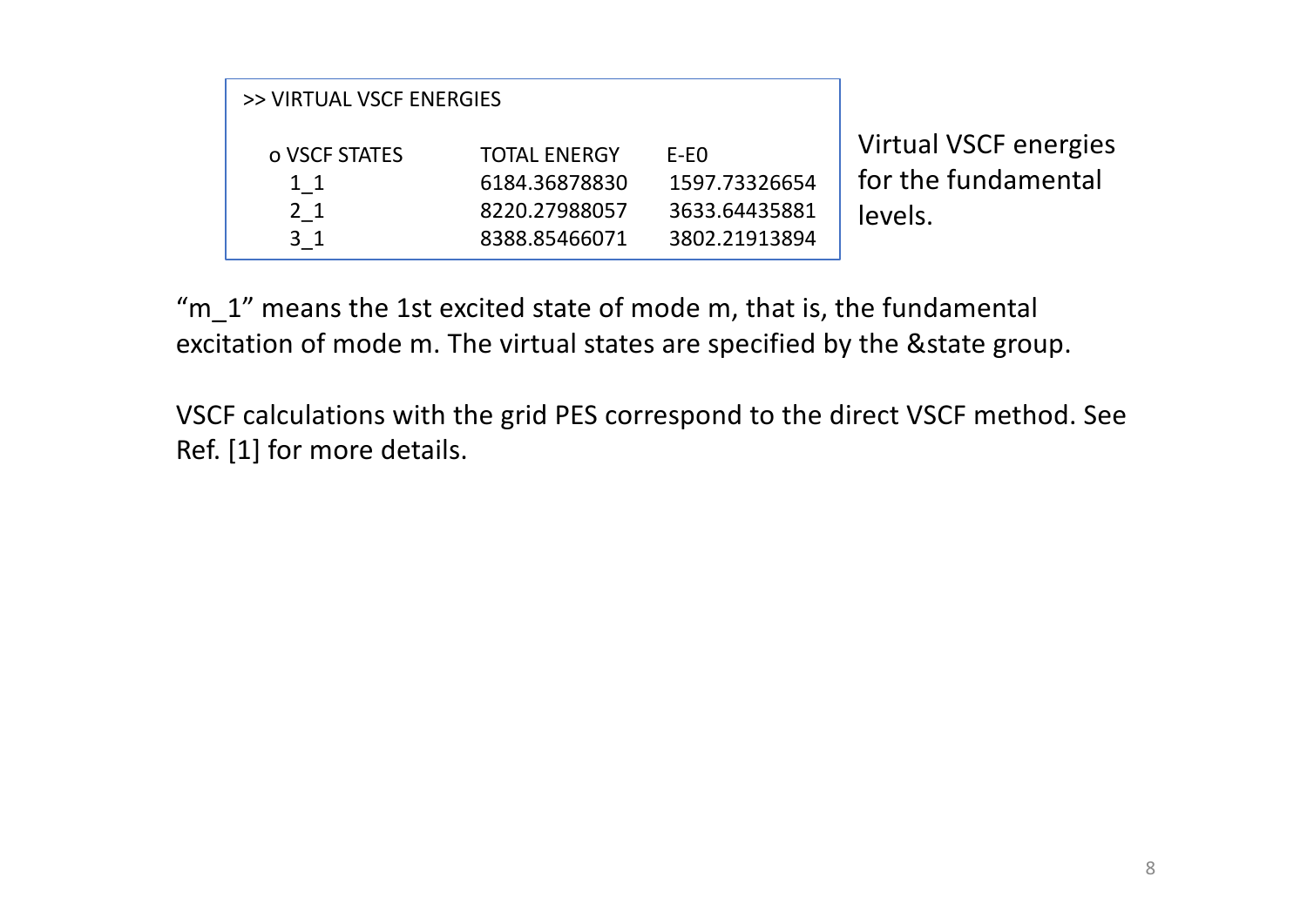```
>> VIRTUAL VSCF ENERGIES

  o VSCF STATES          TOTAL ENERGY       E-E0
    1_1                  6184.36878830      1597.73326654
    2_1                  8220.27988057      3633.64435881
    3_1                  8388.85466071      3802.21913894
```

Virtual VSCF energies for the fundamental levels.

“m_1” means the 1st excited state of mode m, that is, the fundamental excitation of mode m. The virtual states are specified by the &state group.

VSCF calculations with the grid PES correspond to the direct VSCF method. See Ref. [1] for more details.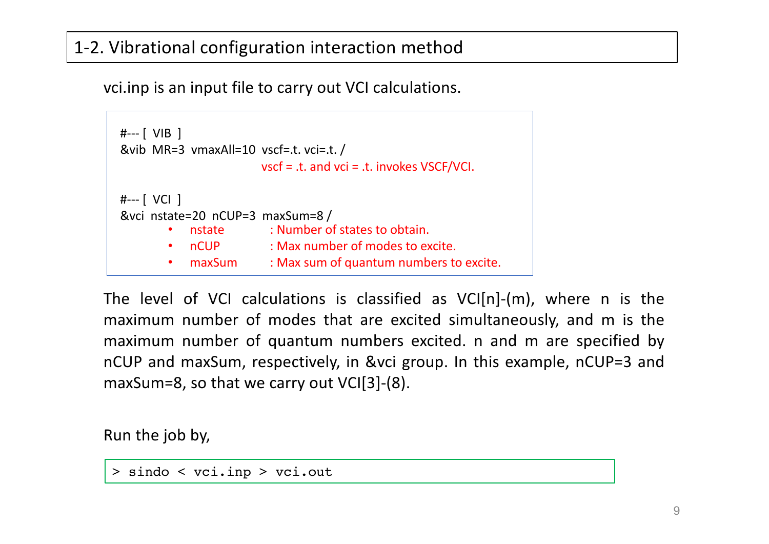## 1-2. Vibrational configuration interaction method

vci.inp is an input file to carry out VCI calculations.

```
#--- [ VIB ]
&vib  MR=3  vmaxAll=10  vscf=.t. vci=.t. /
                          vscf = .t. and vci = .t. invokes VSCF/VCI.

#--- [ VCI ]
&vci  nstate=20  nCUP=3  maxSum=8 /
      •  nstate       : Number of states to obtain.
      •  nCUP         : Max number of modes to excite.
      •  maxSum       : Max sum of quantum numbers to excite.
```

The level of VCI calculations is classified as VCI[n]-(m), where n is the maximum number of modes that are excited simultaneously, and m is the maximum number of quantum numbers excited. n and m are specified by nCUP and maxSum, respectively, in &vci group. In this example, nCUP=3 and maxSum=8, so that we carry out VCI[3]-(8).

Run the job by,

```
> sindo < vci.inp > vci.out
```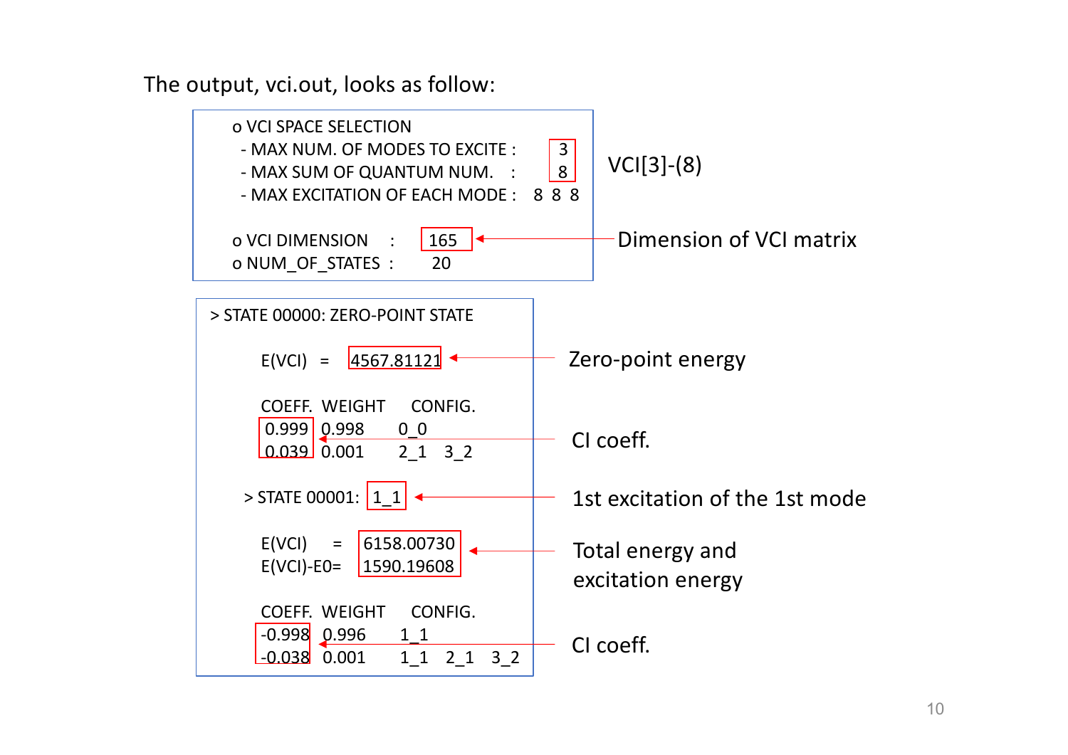The output, vci.out, looks as follow:

```
o VCI SPACE SELECTION
  - MAX NUM. OF MODES TO EXCITE :    3
  - MAX SUM OF QUANTUM NUM.     :    8
  - MAX EXCITATION OF EACH MODE :  8  8  8

o VCI DIMENSION    :     165
o NUM_OF_STATES  :      20
```

VCI[3]-(8)

Dimension of VCI matrix: 165

```
> STATE 00000: ZERO-POINT STATE

    E(VCI)  =  4567.81121

    COEFF.  WEIGHT     CONFIG.
     0.999   0.998      0_0
     0.039   0.001      2_1   3_2

  > STATE 00001:  1_1

    E(VCI)    =  6158.00730
    E(VCI)-E0=  1590.19608

    COEFF.  WEIGHT     CONFIG.
    -0.998   0.996      1_1
    -0.038   0.001      1_1   2_1   3_2
```

- Zero-point energy: 4567.81121
- CI coeff.: 0.999, 0.039
- 1st excitation of the 1st mode: 1_1
- Total energy and excitation energy: 6158.00730, 1590.19608
- CI coeff.: -0.998, -0.038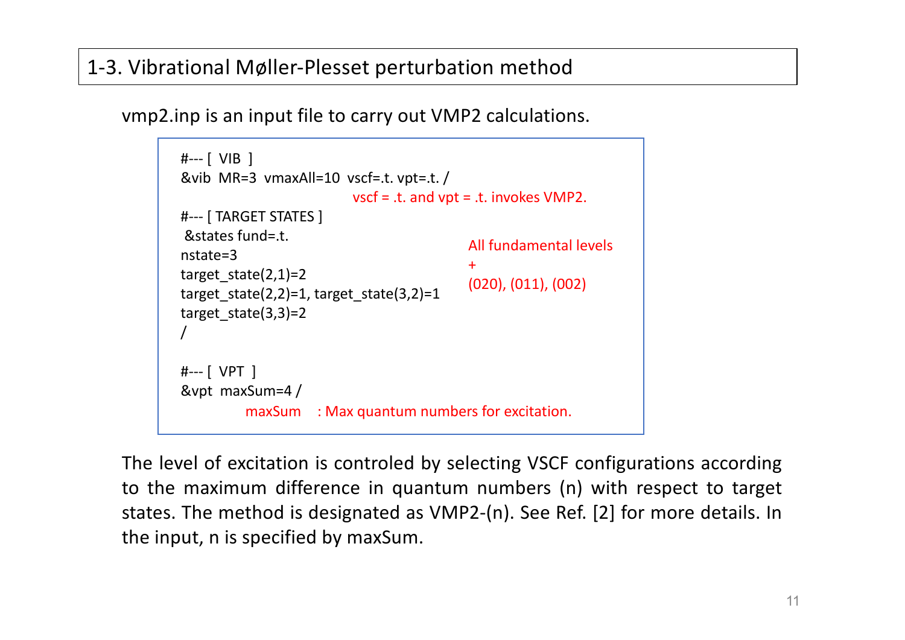## 1-3. Vibrational Møller-Plesset perturbation method

vmp2.inp is an input file to carry out VMP2 calculations.

```
#--- [ VIB ]
&vib  MR=3  vmaxAll=10  vscf=.t. vpt=.t. /
                          vscf = .t. and vpt = .t. invokes VMP2.
#--- [ TARGET STATES ]
 &states fund=.t.
nstate=3
target_state(2,1)=2
target_state(2,2)=1, target_state(3,2)=1
target_state(3,3)=2
/
                          All fundamental levels
                          +
                          (020), (011), (002)

#--- [ VPT ]
&vpt  maxSum=4 /
        maxSum  : Max quantum numbers for excitation.
```

The level of excitation is controled by selecting VSCF configurations according to the maximum difference in quantum numbers (n) with respect to target states. The method is designated as VMP2-(n). See Ref. [2] for more details. In the input, n is specified by maxSum.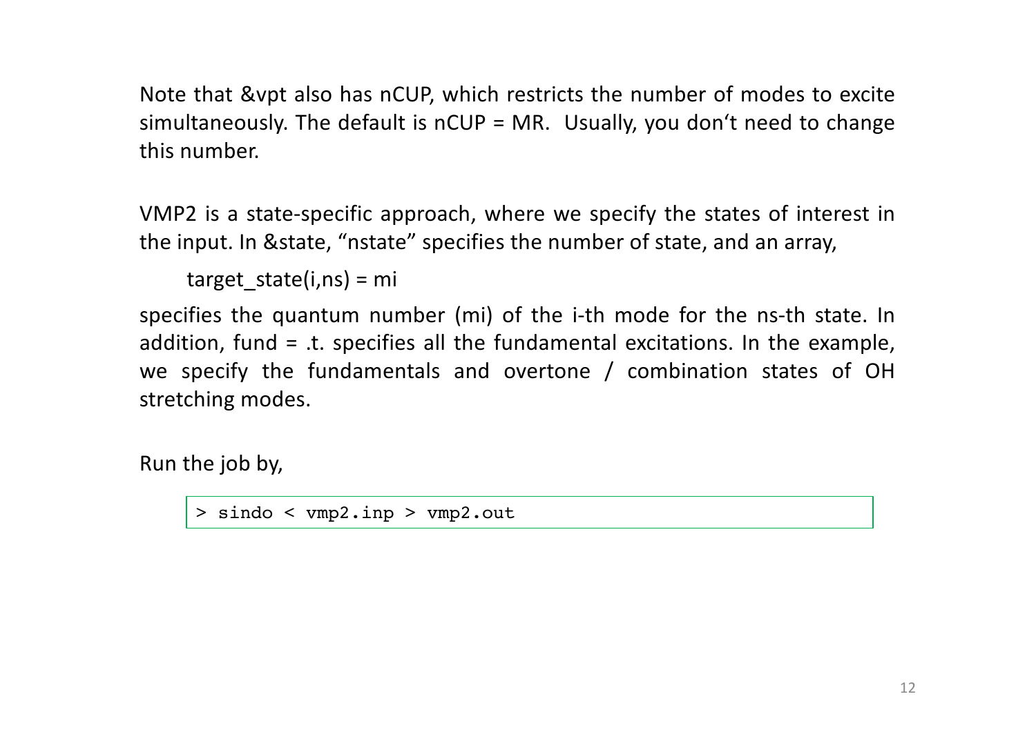Note that &vpt also has nCUP, which restricts the number of modes to excite simultaneously. The default is nCUP = MR. Usually, you don't need to change this number.

VMP2 is a state-specific approach, where we specify the states of interest in the input. In &state, "nstate" specifies the number of state, and an array,

target_state(i,ns) = mi

specifies the quantum number (mi) of the i-th mode for the ns-th state. In addition, fund = .t. specifies all the fundamental excitations. In the example, we specify the fundamentals and overtone / combination states of OH stretching modes.

Run the job by,

```
> sindo < vmp2.inp > vmp2.out
```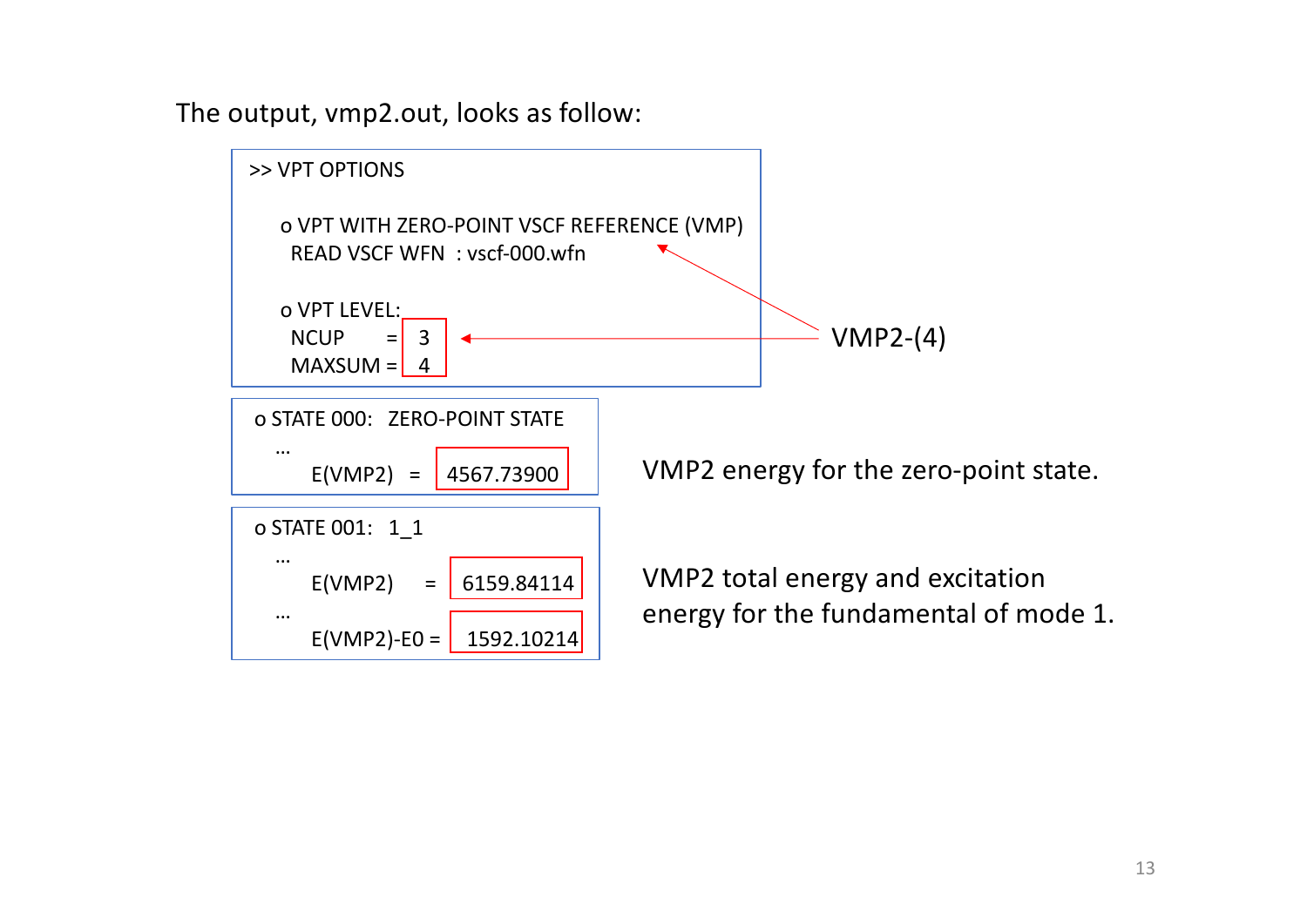The output, vmp2.out, looks as follow:

```
>> VPT OPTIONS

   o VPT WITH ZERO-POINT VSCF REFERENCE (VMP)
     READ VSCF WFN  : vscf-000.wfn

   o VPT LEVEL:
     NCUP     =  3
     MAXSUM =  4
```

VMP2-(4)

```
o STATE 000:   ZERO-POINT STATE
   …
      E(VMP2)   =   4567.73900
```

VMP2 energy for the zero-point state.

```
o STATE 001:   1_1
   …
      E(VMP2)     =   6159.84114
   …
      E(VMP2)-E0 =   1592.10214
```

VMP2 total energy and excitation energy for the fundamental of mode 1.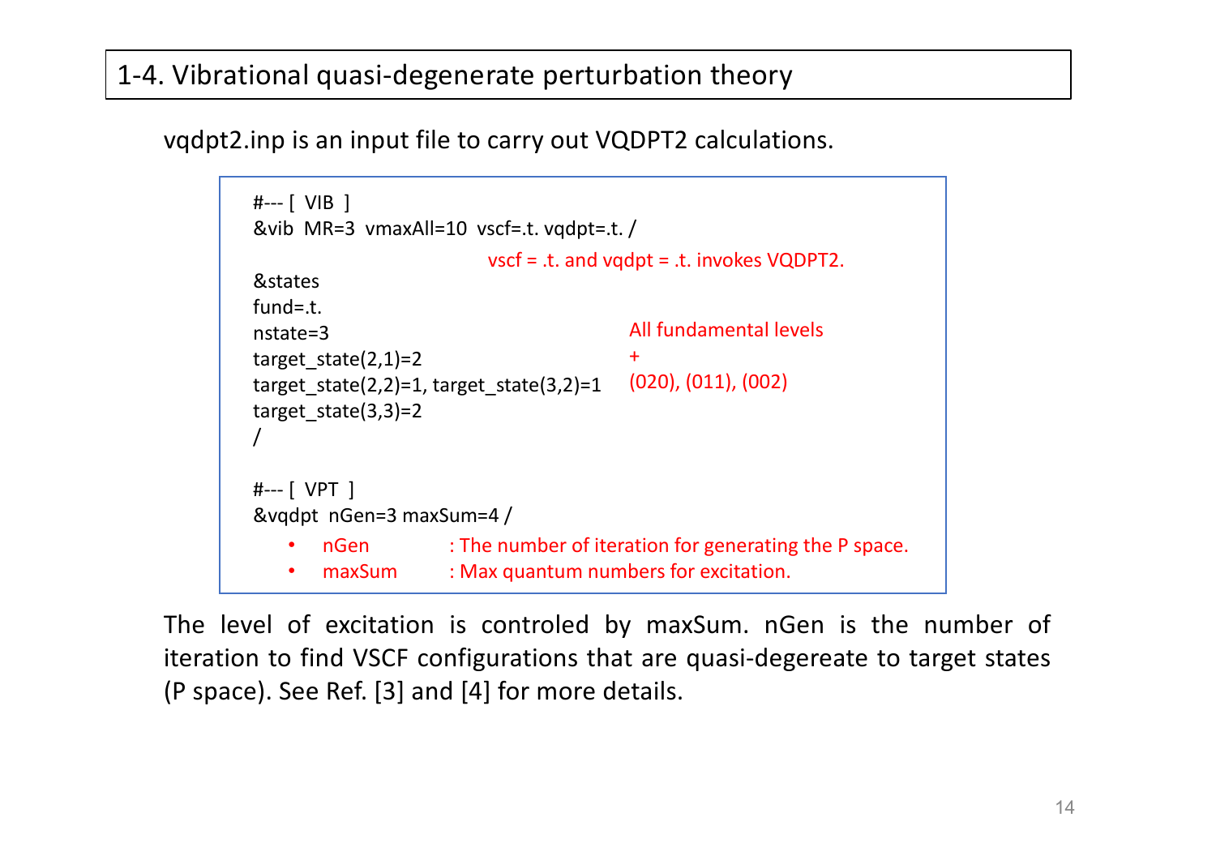# 1-4. Vibrational quasi-degenerate perturbation theory

vqdpt2.inp is an input file to carry out VQDPT2 calculations.

```
#--- [ VIB ]
&vib  MR=3  vmaxAll=10  vscf=.t. vqdpt=.t. /
```

vscf = .t. and vqdpt = .t. invokes VQDPT2.

```
&states
fund=.t.
nstate=3
target_state(2,1)=2
target_state(2,2)=1, target_state(3,2)=1
target_state(3,3)=2
/
```

All fundamental levels
\+
(020), (011), (002)

```
#--- [ VPT ]
&vqdpt  nGen=3 maxSum=4 /
```

- nGen : The number of iteration for generating the P space.
- maxSum : Max quantum numbers for excitation.

The level of excitation is controled by maxSum. nGen is the number of iteration to find VSCF configurations that are quasi-degereate to target states (P space). See Ref. [3] and [4] for more details.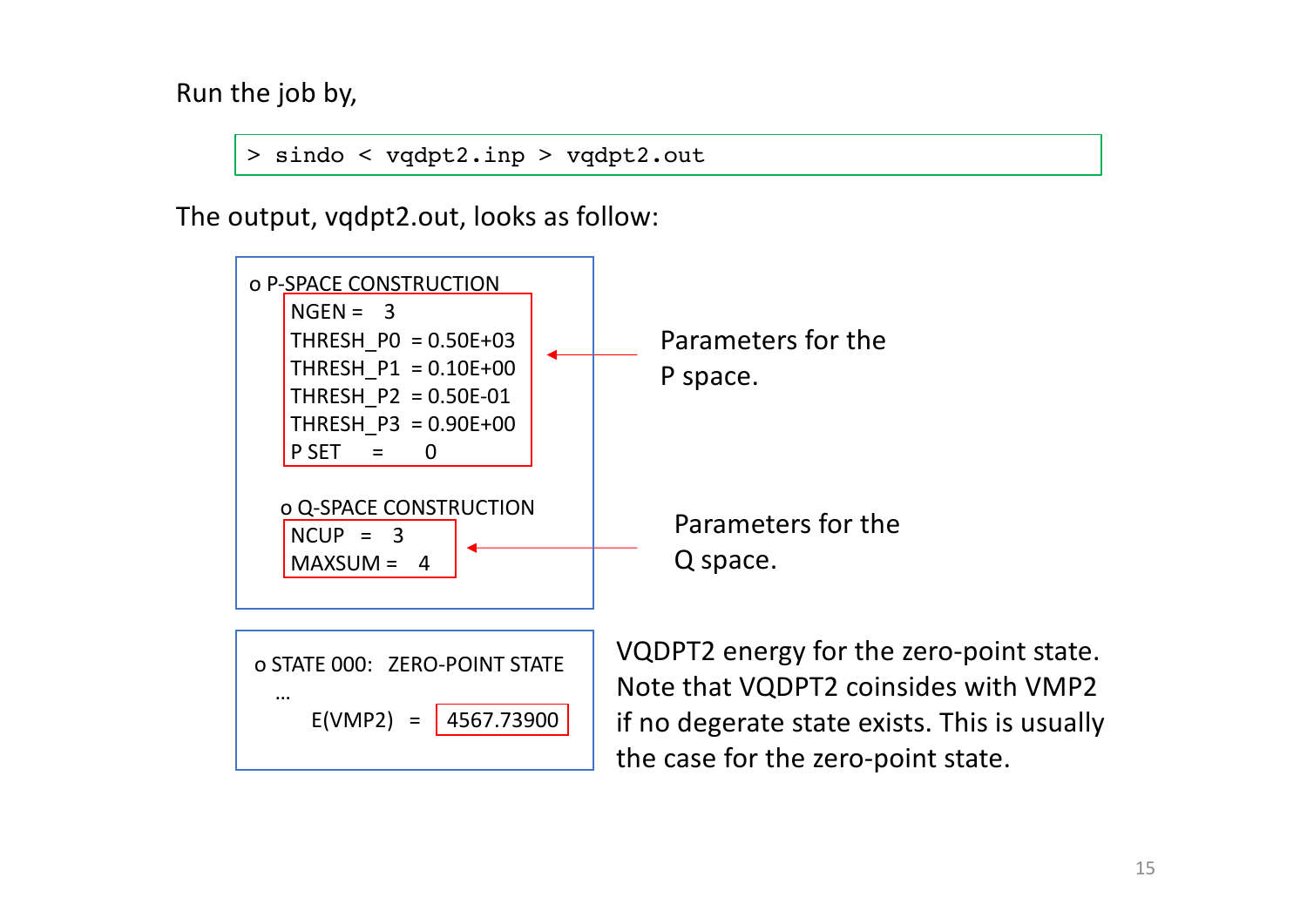Run the job by,

```
> sindo < vqdpt2.inp > vqdpt2.out
```

The output, vqdpt2.out, looks as follow:

```
o P-SPACE CONSTRUCTION
   NGEN =    3
   THRESH_P0  = 0.50E+03
   THRESH_P1  = 0.10E+00
   THRESH_P2  = 0.50E-01
   THRESH_P3  = 0.90E+00
   P SET     =       0

  o Q-SPACE CONSTRUCTION
   NCUP   =    3
   MAXSUM =    4
```

Parameters for the P space.

Parameters for the Q space.

```
o STATE 000:   ZERO-POINT STATE
   ...
      E(VMP2)   =   4567.73900
```

VQDPT2 energy for the zero-point state. Note that VQDPT2 coinsides with VMP2 if no degerate state exists. This is usually the case for the zero-point state.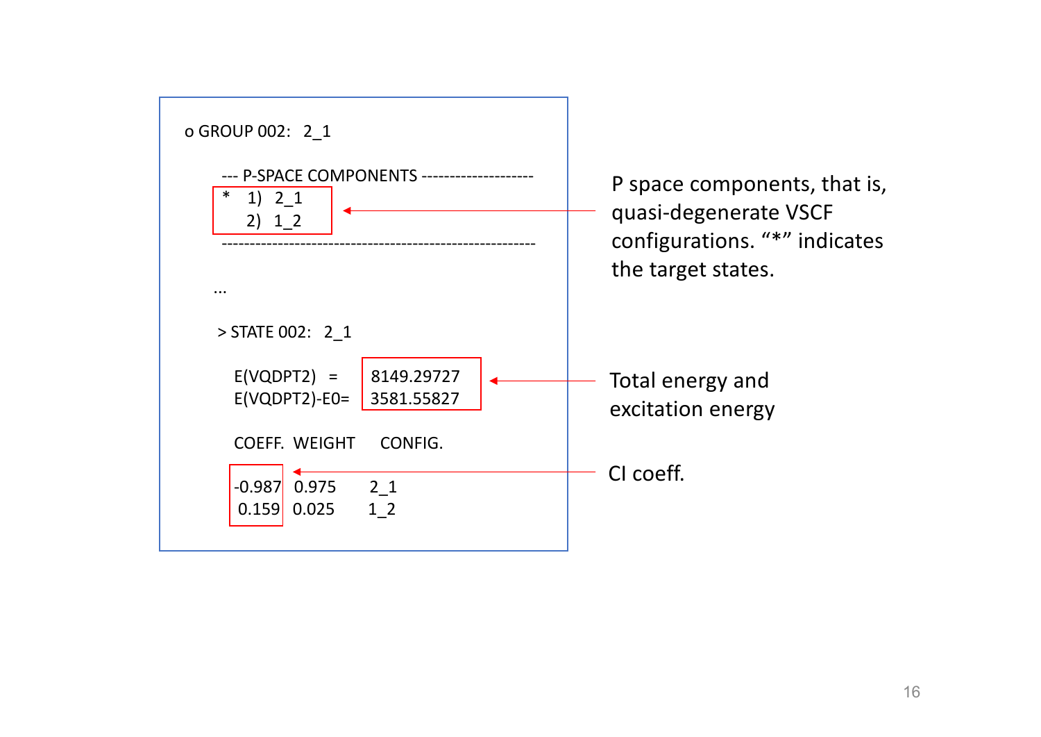```
o GROUP 002:  2_1

   --- P-SPACE COMPONENTS --------------------
   *   1)  2_1
       2)  1_2
   ------------------------------------------

   ...

   > STATE 002:  2_1

     E(VQDPT2)    =   8149.29727
     E(VQDPT2)-E0=   3581.55827

     COEFF.  WEIGHT     CONFIG.

     -0.987  0.975      2_1
      0.159  0.025      1_2
```

P space components, that is, quasi-degenerate VSCF configurations. “*” indicates the target states.

Total energy and excitation energy

CI coeff.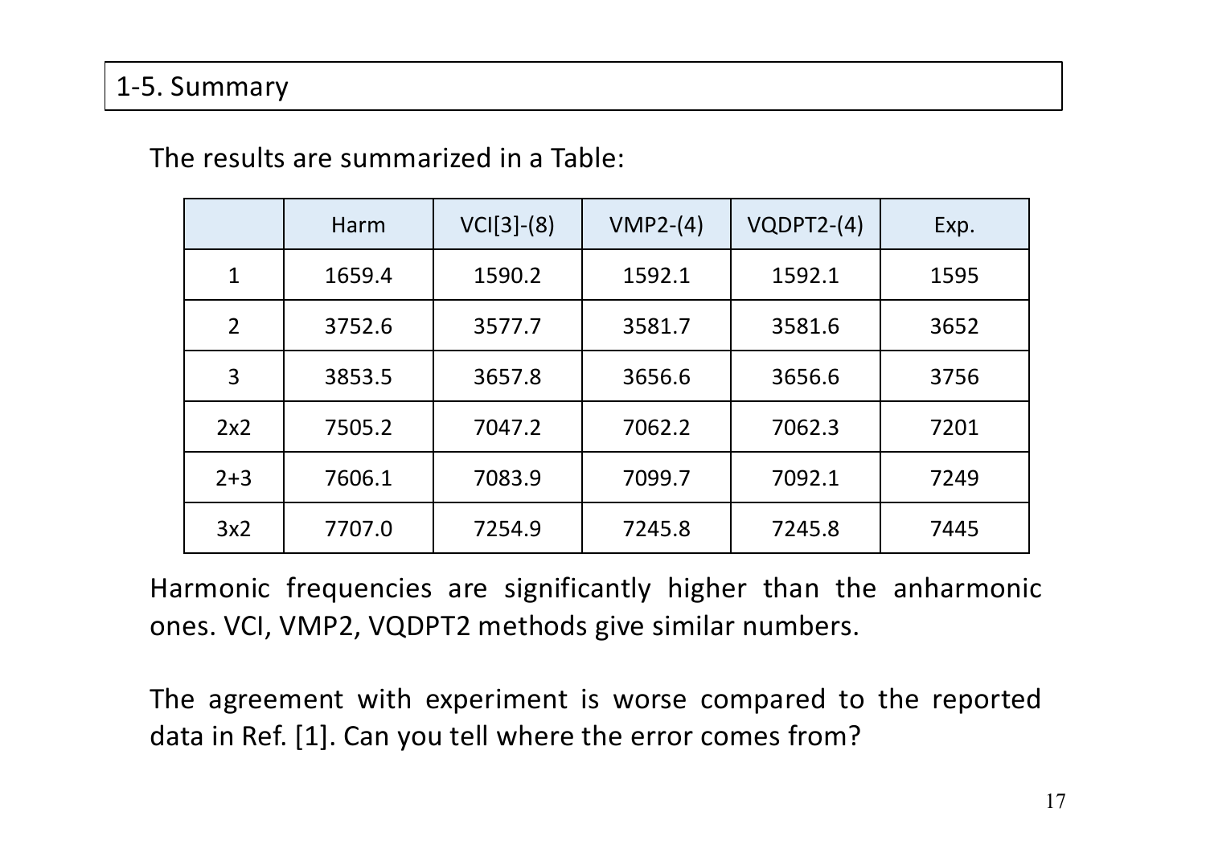## 1-5. Summary

The results are summarized in a Table:

| | Harm | VCI[3]-(8) | VMP2-(4) | VQDPT2-(4) | Exp. |
|---|---|---|---|---|---|
| 1 | 1659.4 | 1590.2 | 1592.1 | 1592.1 | 1595 |
| 2 | 3752.6 | 3577.7 | 3581.7 | 3581.6 | 3652 |
| 3 | 3853.5 | 3657.8 | 3656.6 | 3656.6 | 3756 |
| 2x2 | 7505.2 | 7047.2 | 7062.2 | 7062.3 | 7201 |
| 2+3 | 7606.1 | 7083.9 | 7099.7 | 7092.1 | 7249 |
| 3x2 | 7707.0 | 7254.9 | 7245.8 | 7245.8 | 7445 |

Harmonic frequencies are significantly higher than the anharmonic ones. VCI, VMP2, VQDPT2 methods give similar numbers.

The agreement with experiment is worse compared to the reported data in Ref. [1]. Can you tell where the error comes from?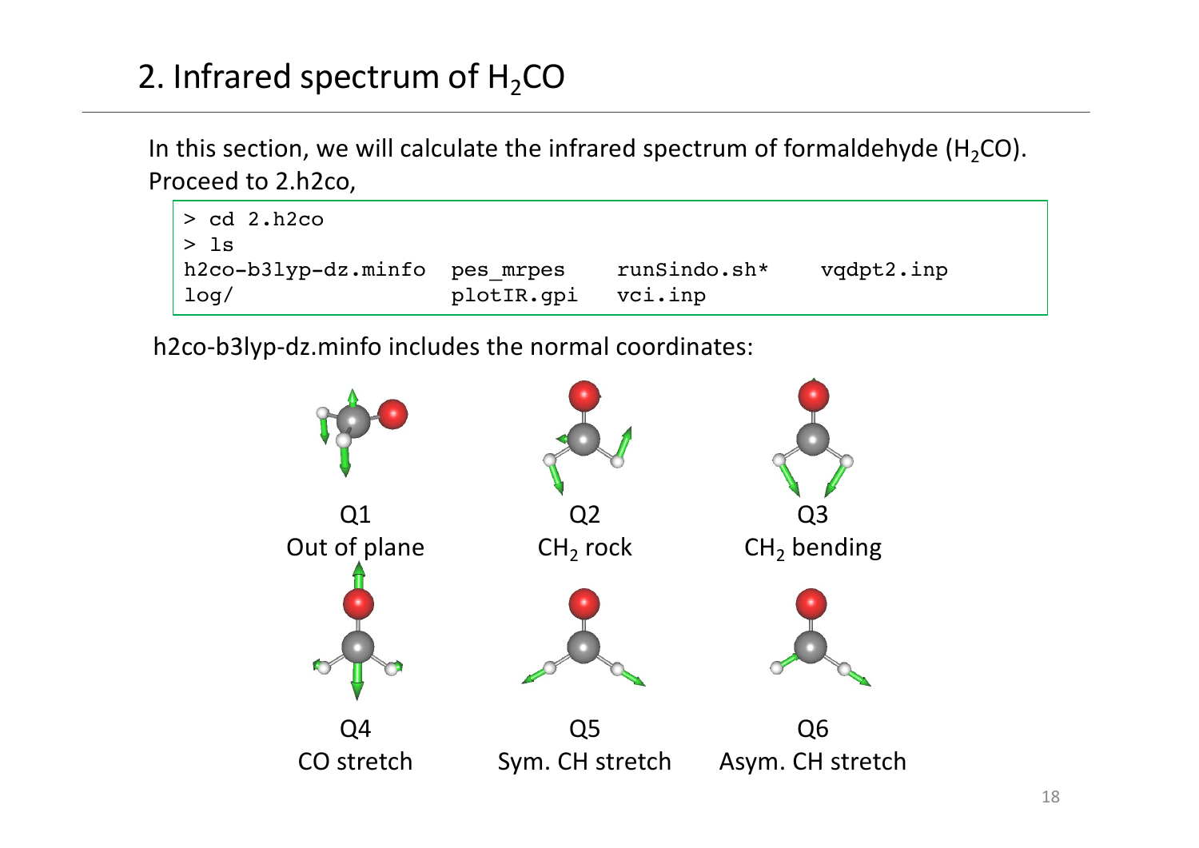## 2. Infrared spectrum of $H_2CO$

In this section, we will calculate the infrared spectrum of formaldehyde ($H_2CO$). Proceed to 2.h2co,

```
> cd 2.h2co
> ls
h2co-b3lyp-dz.minfo  pes_mrpes    runSindo.sh*    vqdpt2.inp
log/                 plotIR.gpi   vci.inp
```

h2co-b3lyp-dz.minfo includes the normal coordinates:

Q1
Out of plane

Q2
$CH_2$ rock

Q3
$CH_2$ bending

Q4
CO stretch

Q5
Sym. CH stretch

Q6
Asym. CH stretch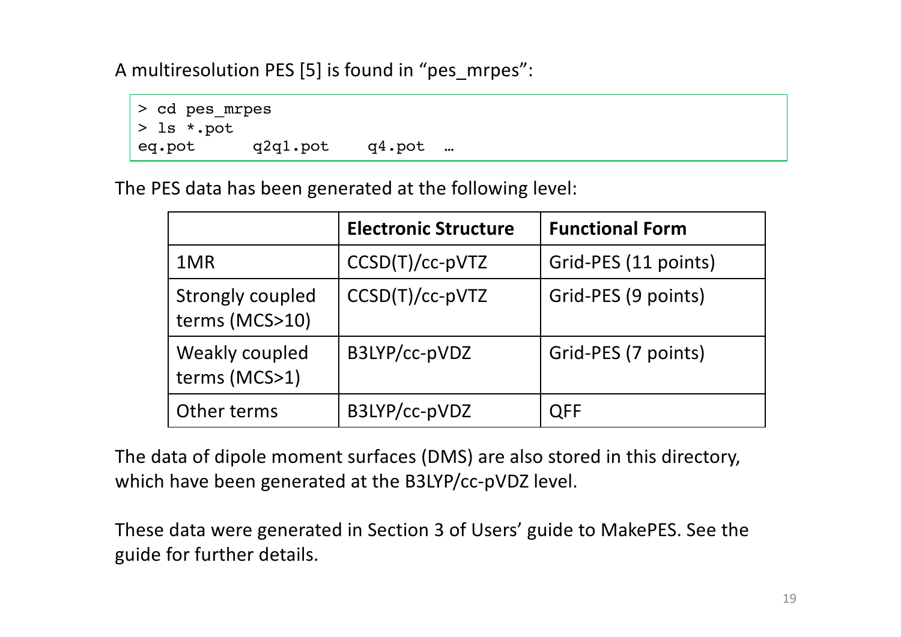A multiresolution PES [5] is found in “pes_mrpes”:

```
> cd pes_mrpes
> ls *.pot
eq.pot      q2q1.pot    q4.pot   …
```

The PES data has been generated at the following level:

| | Electronic Structure | Functional Form |
|---|---|---|
| 1MR | CCSD(T)/cc-pVTZ | Grid-PES (11 points) |
| Strongly coupled terms (MCS>10) | CCSD(T)/cc-pVTZ | Grid-PES (9 points) |
| Weakly coupled terms (MCS>1) | B3LYP/cc-pVDZ | Grid-PES (7 points) |
| Other terms | B3LYP/cc-pVDZ | QFF |

The data of dipole moment surfaces (DMS) are also stored in this directory, which have been generated at the B3LYP/cc-pVDZ level.

These data were generated in Section 3 of Users’ guide to MakePES. See the guide for further details.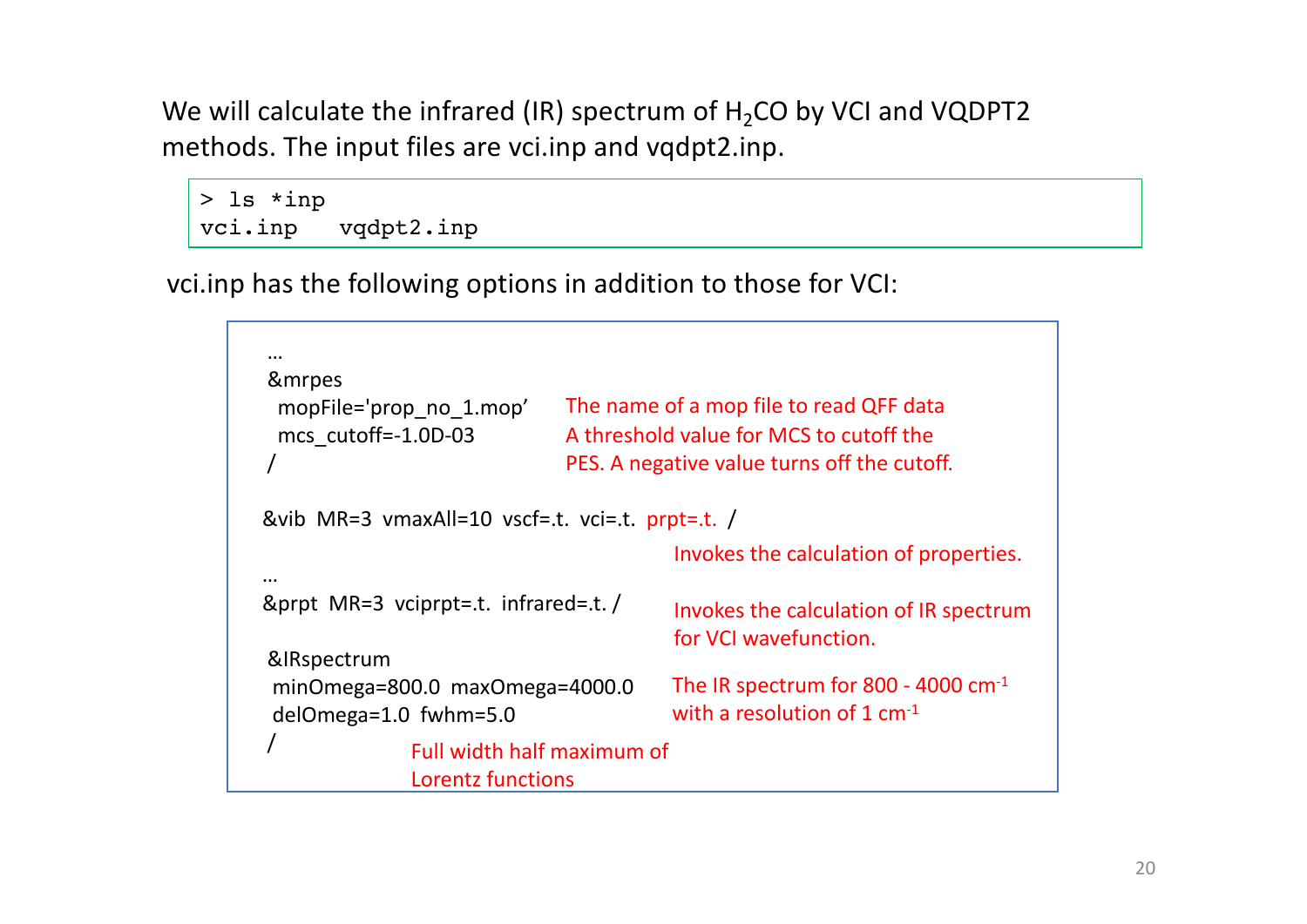We will calculate the infrared (IR) spectrum of $H_2CO$ by VCI and VQDPT2 methods. The input files are vci.inp and vqdpt2.inp.

```
> ls *inp
vci.inp   vqdpt2.inp
```

vci.inp has the following options in addition to those for VCI:

```
…
&mrpes
 mopFile='prop_no_1.mop'      The name of a mop file to read QFF data
 mcs_cutoff=-1.0D-03          A threshold value for MCS to cutoff the
/                             PES. A negative value turns off the cutoff.

&vib  MR=3  vmaxAll=10  vscf=.t.  vci=.t.  prpt=.t.  /
                                           Invokes the calculation of properties.
…
&prpt  MR=3  vciprpt=.t.  infrared=.t. /   Invokes the calculation of IR spectrum
                                           for VCI wavefunction.
&IRspectrum
 minOmega=800.0  maxOmega=4000.0           The IR spectrum for 800 - 4000 cm-1
 delOmega=1.0  fwhm=5.0                    with a resolution of 1 cm-1
/                  Full width half maximum of
                   Lorentz functions
```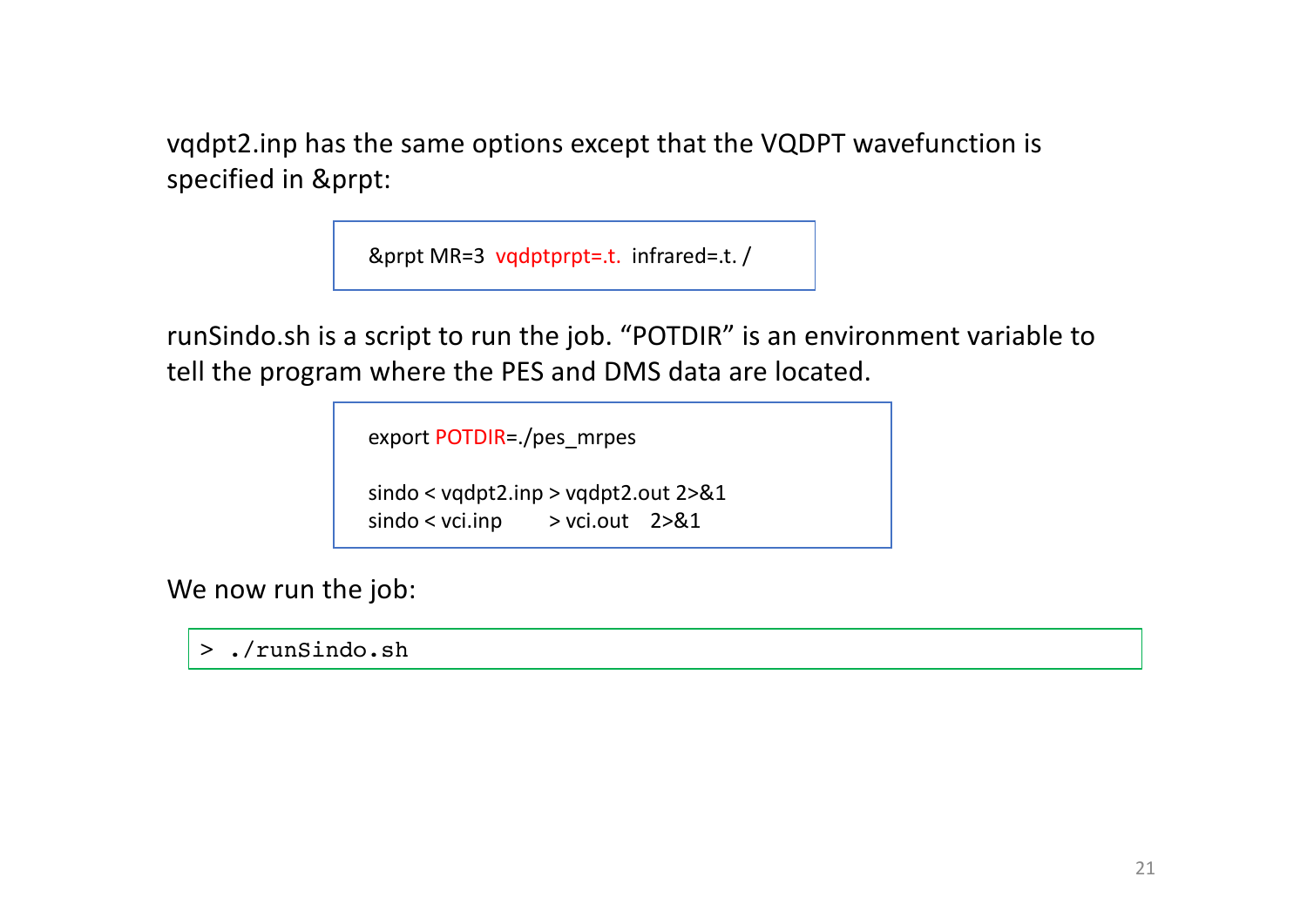vqdpt2.inp has the same options except that the VQDPT wavefunction is specified in &prpt:

```
&prpt MR=3  vqdptprpt=.t.  infrared=.t. /
```

runSindo.sh is a script to run the job. “POTDIR” is an environment variable to tell the program where the PES and DMS data are located.

```
export POTDIR=./pes_mrpes

sindo < vqdpt2.inp > vqdpt2.out 2>&1
sindo < vci.inp       > vci.out    2>&1
```

We now run the job:

```
> ./runSindo.sh
```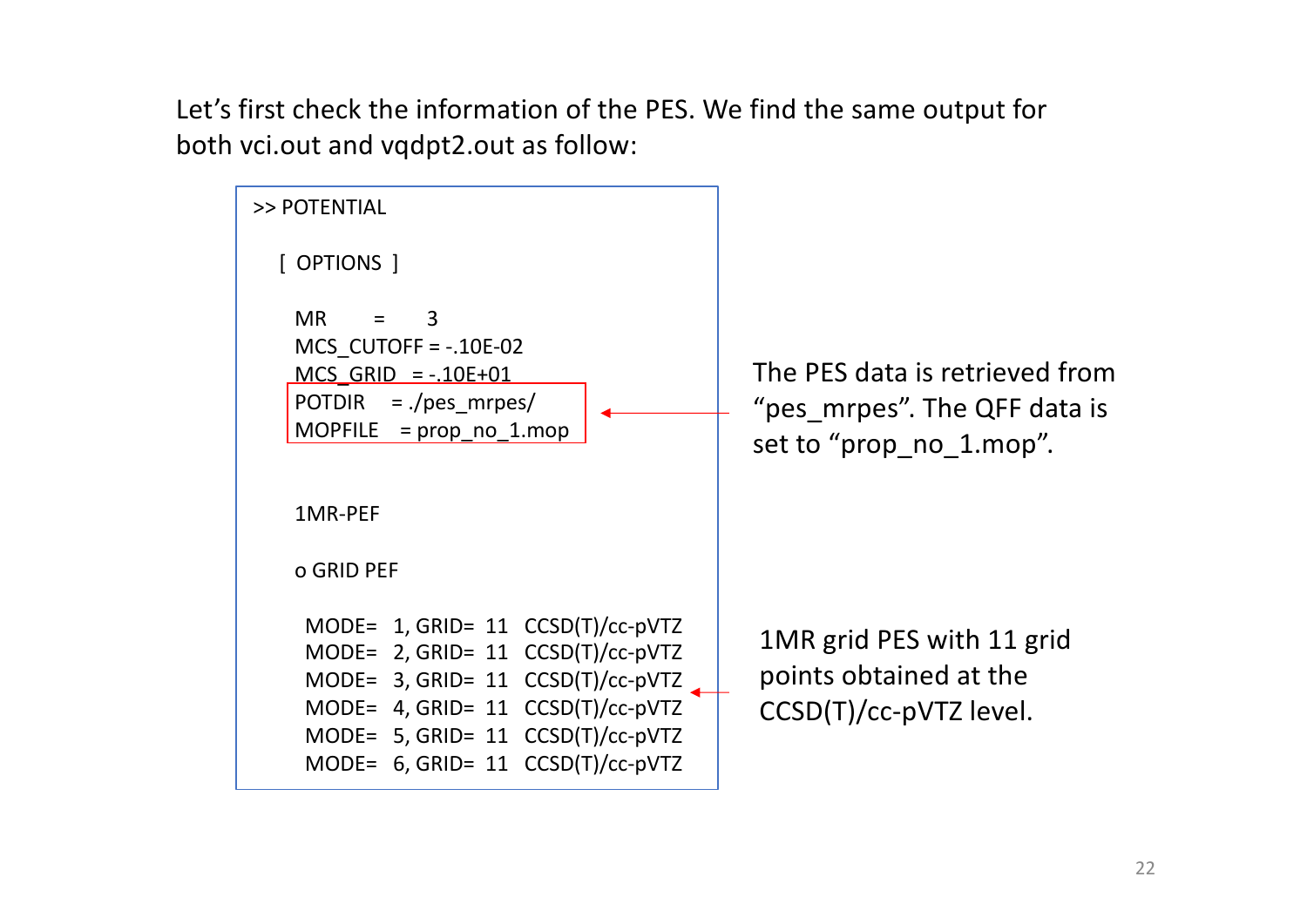Let's first check the information of the PES. We find the same output for both vci.out and vqdpt2.out as follow:

```
>> POTENTIAL

   [ OPTIONS ]

     MR         =    3
     MCS_CUTOFF = -.10E-02
     MCS_GRID   = -.10E+01
     POTDIR     = ./pes_mrpes/
     MOPFILE    = prop_no_1.mop


     1MR-PEF

     o GRID PEF

      MODE=  1, GRID=  11   CCSD(T)/cc-pVTZ
      MODE=  2, GRID=  11   CCSD(T)/cc-pVTZ
      MODE=  3, GRID=  11   CCSD(T)/cc-pVTZ
      MODE=  4, GRID=  11   CCSD(T)/cc-pVTZ
      MODE=  5, GRID=  11   CCSD(T)/cc-pVTZ
      MODE=  6, GRID=  11   CCSD(T)/cc-pVTZ
```

The PES data is retrieved from "pes_mrpes". The QFF data is set to "prop_no_1.mop".

1MR grid PES with 11 grid points obtained at the CCSD(T)/cc-pVTZ level.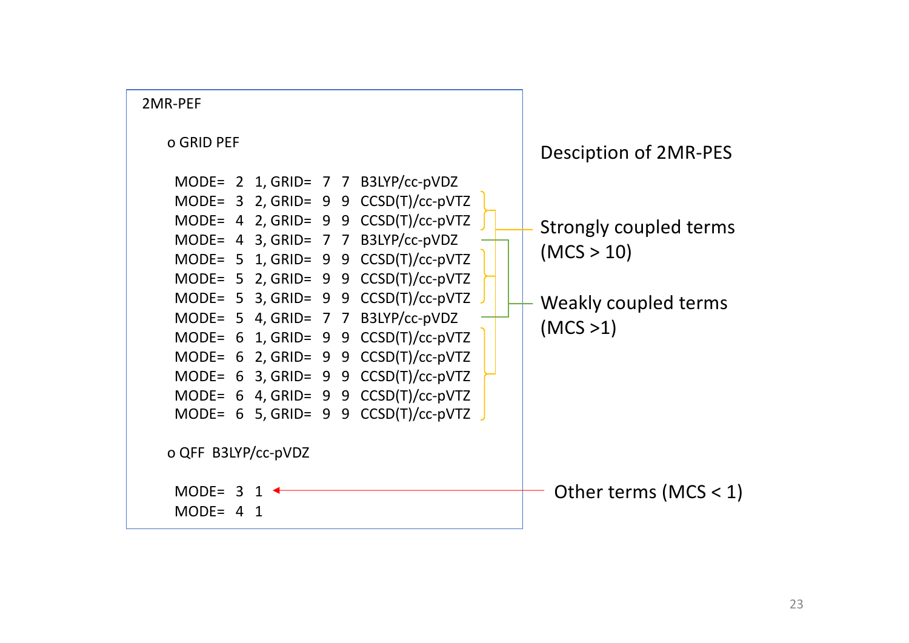# Desciption of 2MR-PES

```
2MR-PEF

  o GRID PEF

    MODE=  2  1, GRID=  7  7  B3LYP/cc-pVDZ
    MODE=  3  2, GRID=  9  9  CCSD(T)/cc-pVTZ
    MODE=  4  2, GRID=  9  9  CCSD(T)/cc-pVTZ
    MODE=  4  3, GRID=  7  7  B3LYP/cc-pVDZ
    MODE=  5  1, GRID=  9  9  CCSD(T)/cc-pVTZ
    MODE=  5  2, GRID=  9  9  CCSD(T)/cc-pVTZ
    MODE=  5  3, GRID=  9  9  CCSD(T)/cc-pVTZ
    MODE=  5  4, GRID=  7  7  B3LYP/cc-pVDZ
    MODE=  6  1, GRID=  9  9  CCSD(T)/cc-pVTZ
    MODE=  6  2, GRID=  9  9  CCSD(T)/cc-pVTZ
    MODE=  6  3, GRID=  9  9  CCSD(T)/cc-pVTZ
    MODE=  6  4, GRID=  9  9  CCSD(T)/cc-pVTZ
    MODE=  6  5, GRID=  9  9  CCSD(T)/cc-pVTZ

  o QFF  B3LYP/cc-pVDZ

    MODE=  3  1
    MODE=  4  1
```

- Strongly coupled terms (MCS > 10)
- Weakly coupled terms (MCS >1)
- Other terms (MCS < 1)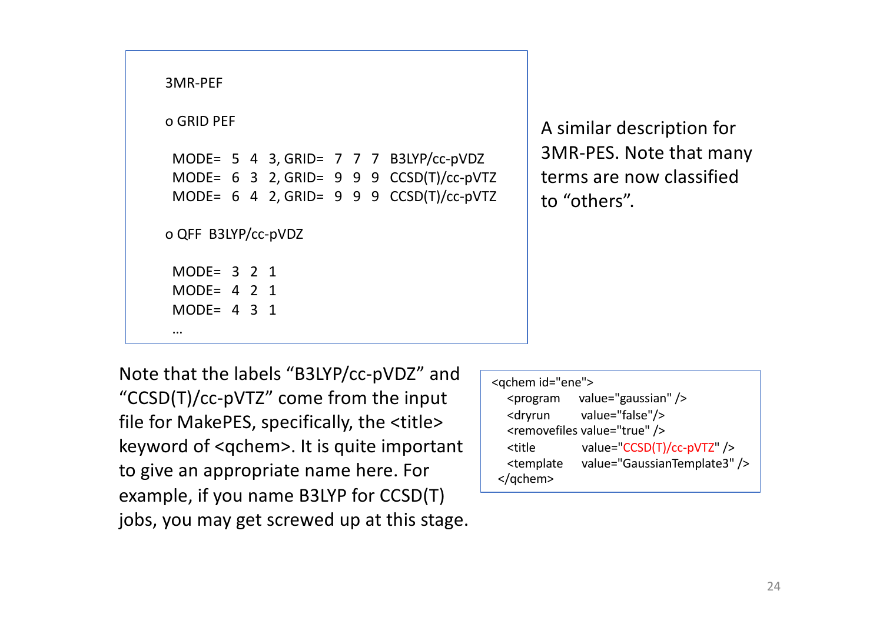```
3MR-PEF

o GRID PEF

 MODE=  5  4  3, GRID=  7  7  7  B3LYP/cc-pVDZ
 MODE=  6  3  2, GRID=  9  9  9  CCSD(T)/cc-pVTZ
 MODE=  6  4  2, GRID=  9  9  9  CCSD(T)/cc-pVTZ

o QFF  B3LYP/cc-pVDZ

 MODE=  3  2  1
 MODE=  4  2  1
 MODE=  4  3  1
 …
```

A similar description for 3MR-PES. Note that many terms are now classified to “others”.

Note that the labels “B3LYP/cc-pVDZ” and “CCSD(T)/cc-pVTZ” come from the input file for MakePES, specifically, the <title> keyword of <qchem>. It is quite important to give an appropriate name here. For example, if you name B3LYP for CCSD(T) jobs, you may get screwed up at this stage.

```
<qchem id="ene">
   <program      value="gaussian" />
   <dryrun       value="false"/>
   <removefiles value="true" />
   <title        value="CCSD(T)/cc-pVTZ" />
   <template     value="GaussianTemplate3" />
</qchem>
```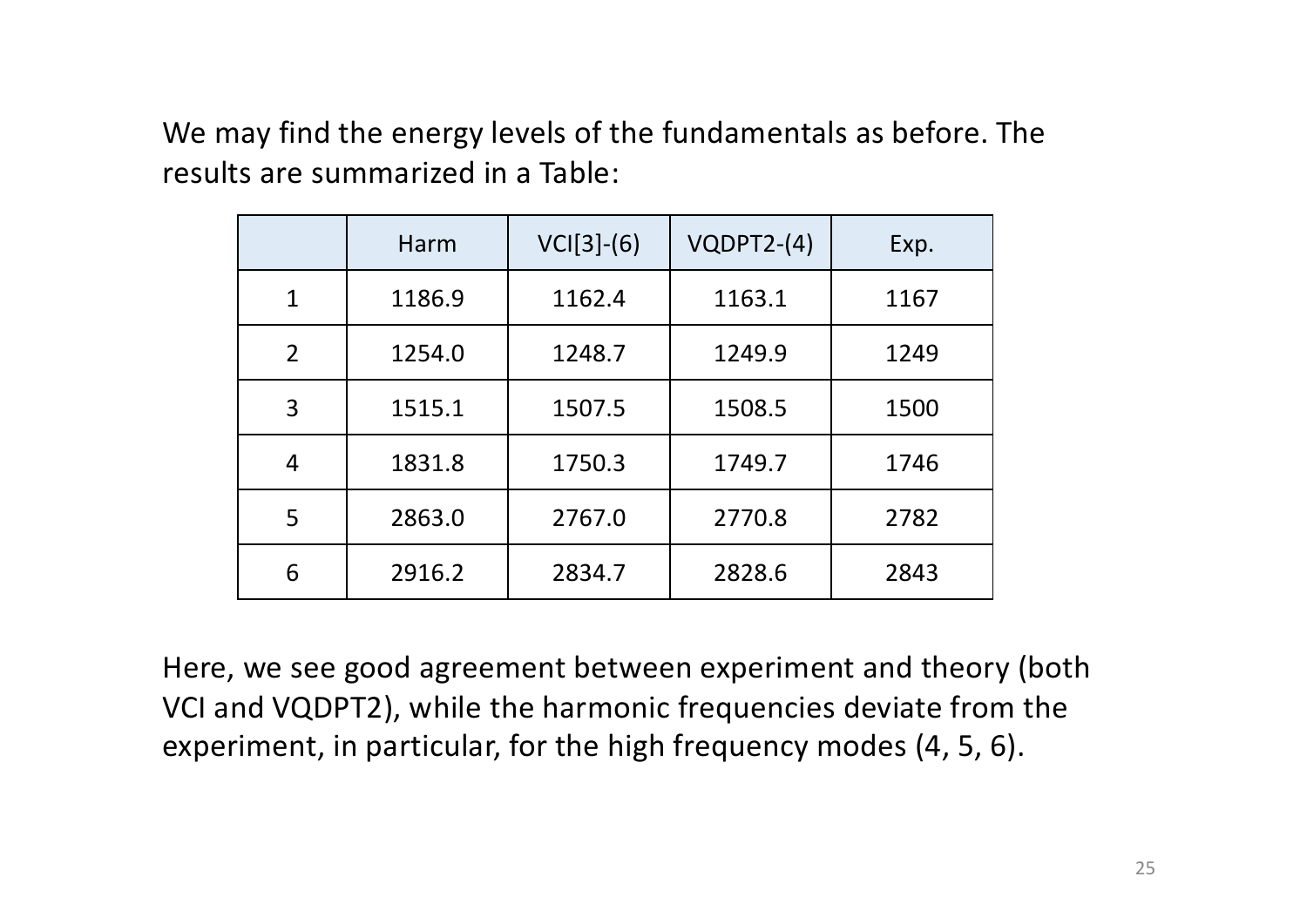We may find the energy levels of the fundamentals as before. The results are summarized in a Table:

| | Harm | VCI[3]-(6) | VQDPT2-(4) | Exp. |
|---|---|---|---|---|
| 1 | 1186.9 | 1162.4 | 1163.1 | 1167 |
| 2 | 1254.0 | 1248.7 | 1249.9 | 1249 |
| 3 | 1515.1 | 1507.5 | 1508.5 | 1500 |
| 4 | 1831.8 | 1750.3 | 1749.7 | 1746 |
| 5 | 2863.0 | 2767.0 | 2770.8 | 2782 |
| 6 | 2916.2 | 2834.7 | 2828.6 | 2843 |

Here, we see good agreement between experiment and theory (both VCI and VQDPT2), while the harmonic frequencies deviate from the experiment, in particular, for the high frequency modes (4, 5, 6).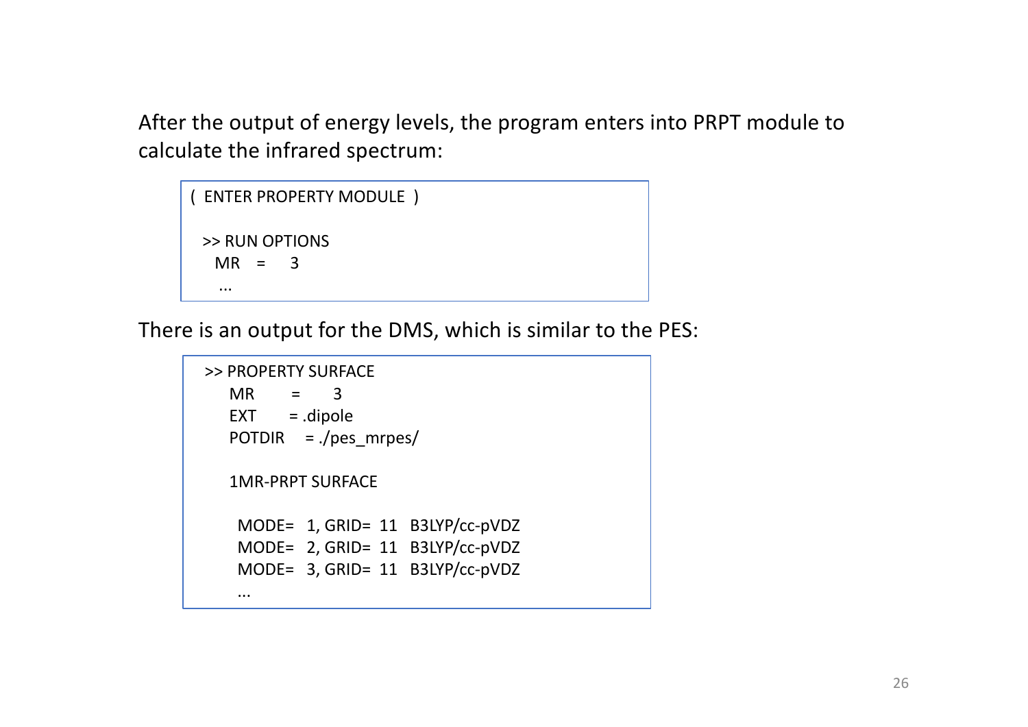After the output of energy levels, the program enters into PRPT module to calculate the infrared spectrum:

```
( ENTER PROPERTY MODULE )

 >> RUN OPTIONS
   MR   =    3
   ...
```

There is an output for the DMS, which is similar to the PES:

```
 >> PROPERTY SURFACE
    MR      =     3
    EXT     = .dipole
    POTDIR  = ./pes_mrpes/

    1MR-PRPT SURFACE

     MODE=  1, GRID=  11  B3LYP/cc-pVDZ
     MODE=  2, GRID=  11  B3LYP/cc-pVDZ
     MODE=  3, GRID=  11  B3LYP/cc-pVDZ
     ...
```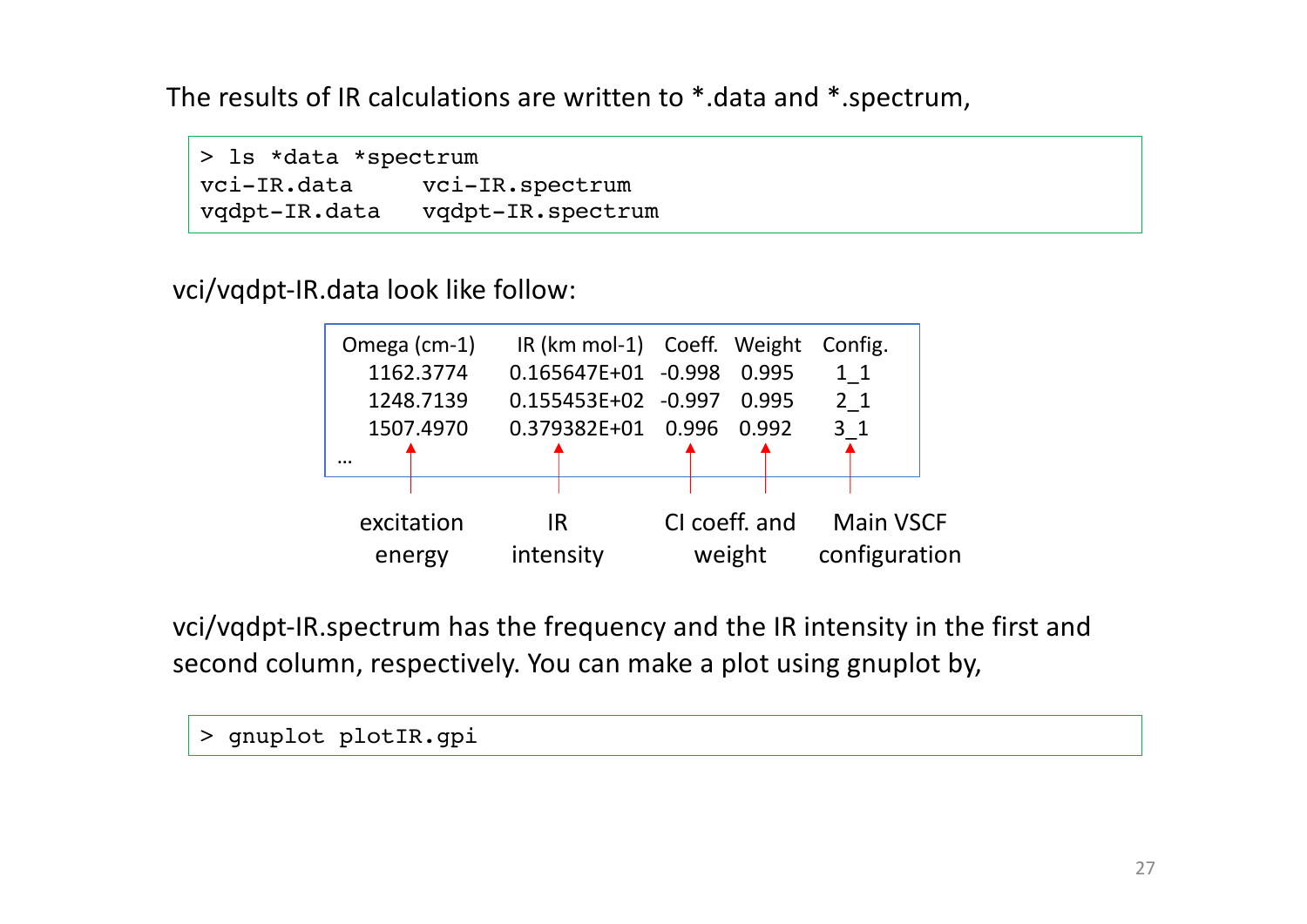The results of IR calculations are written to *.data and *.spectrum,

```
> ls *data *spectrum
vci-IR.data      vci-IR.spectrum
vqdpt-IR.data    vqdpt-IR.spectrum
```

vci/vqdpt-IR.data look like follow:

| Omega (cm-1) | IR (km mol-1) | Coeff. | Weight | Config. |
|---|---|---|---|---|
| 1162.3774 | 0.165647E+01 | -0.998 | 0.995 | 1_1 |
| 1248.7139 | 0.155453E+02 | -0.997 | 0.995 | 2_1 |
| 1507.4970 | 0.379382E+01 | 0.996 | 0.992 | 3_1 |
| … | | | | |
| excitation energy | IR intensity | CI coeff. and weight | | Main VSCF configuration |

vci/vqdpt-IR.spectrum has the frequency and the IR intensity in the first and second column, respectively. You can make a plot using gnuplot by,

```
> gnuplot plotIR.gpi
```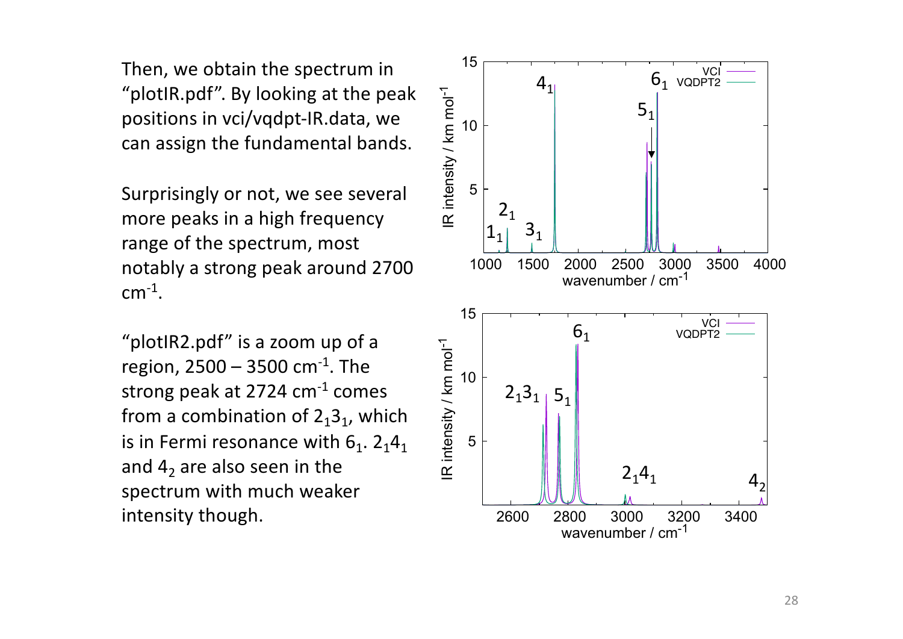Then, we obtain the spectrum in "plotIR.pdf". By looking at the peak positions in vci/vqdpt-IR.data, we can assign the fundamental bands.

Surprisingly or not, we see several more peaks in a high frequency range of the spectrum, most notably a strong peak around 2700 $cm^{-1}$.

"plotIR2.pdf" is a zoom up of a region, 2500 – 3500 $cm^{-1}$. The strong peak at 2724 $cm^{-1}$ comes from a combination of $2_1 3_1$, which is in Fermi resonance with $6_1$. $2_1 4_1$ and $4_2$ are also seen in the spectrum with much weaker intensity though.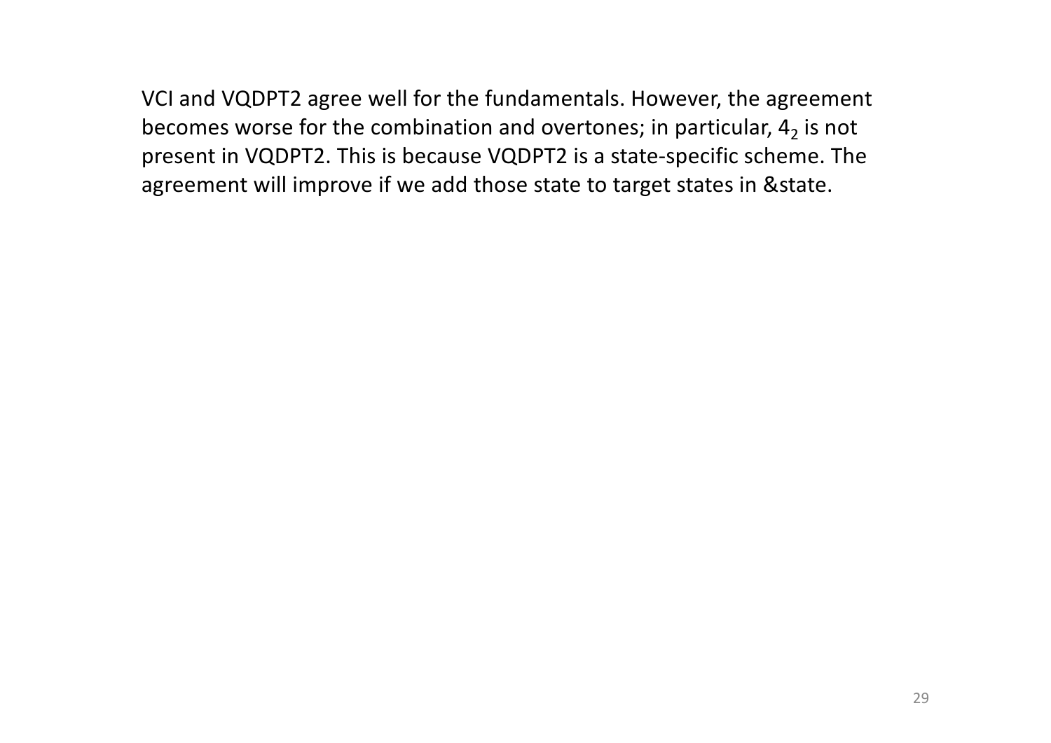VCI and VQDPT2 agree well for the fundamentals. However, the agreement becomes worse for the combination and overtones; in particular, $4_2$ is not present in VQDPT2. This is because VQDPT2 is a state-specific scheme. The agreement will improve if we add those state to target states in &state.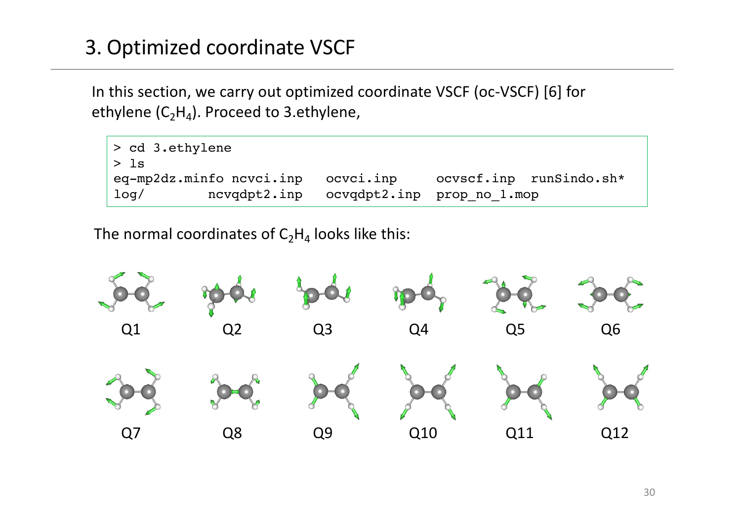## 3. Optimized coordinate VSCF

In this section, we carry out optimized coordinate VSCF (oc-VSCF) [6] for ethylene ($C_2H_4$). Proceed to 3.ethylene,

```
> cd 3.ethylene
> ls
eq-mp2dz.minfo ncvci.inp   ocvci.inp     ocvscf.inp  runSindo.sh*
log/          ncvqdpt2.inp  ocvqdpt2.inp  prop_no_1.mop
```

The normal coordinates of $C_2H_4$ looks like this:

Q1 Q2 Q3 Q4 Q5 Q6

Q7 Q8 Q9 Q10 Q11 Q12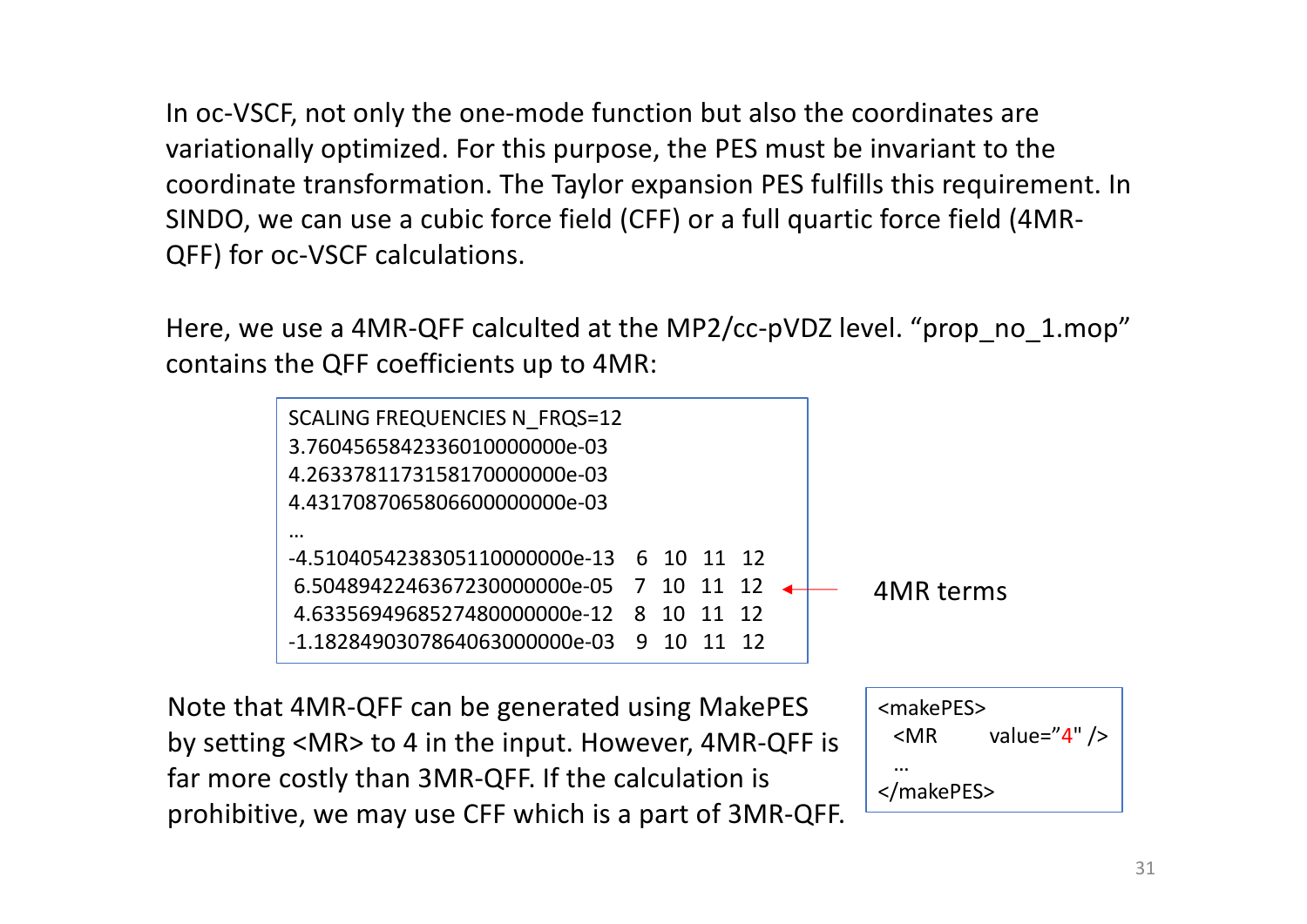In oc-VSCF, not only the one-mode function but also the coordinates are variationally optimized. For this purpose, the PES must be invariant to the coordinate transformation. The Taylor expansion PES fulfills this requirement. In SINDO, we can use a cubic force field (CFF) or a full quartic force field (4MR-QFF) for oc-VSCF calculations.

Here, we use a 4MR-QFF calculted at the MP2/cc-pVDZ level. “prop_no_1.mop” contains the QFF coefficients up to 4MR:

```
SCALING FREQUENCIES N_FRQS=12
3.7604565842336010000000e-03
4.2633781173158170000000e-03
4.4317087065806600000000e-03
…
-4.5104054238305110000000e-13   6  10  11  12
 6.5048942246367230000000e-05   7  10  11  12
 4.6335694968527480000000e-12   8  10  11  12
-1.1828490307864063000000e-03   9  10  11  12
```

4MR terms

Note that 4MR-QFF can be generated using MakePES by setting <MR> to 4 in the input. However, 4MR-QFF is far more costly than 3MR-QFF. If the calculation is prohibitive, we may use CFF which is a part of 3MR-QFF.

```
<makePES>
  <MR        value="4" />
  …
</makePES>
```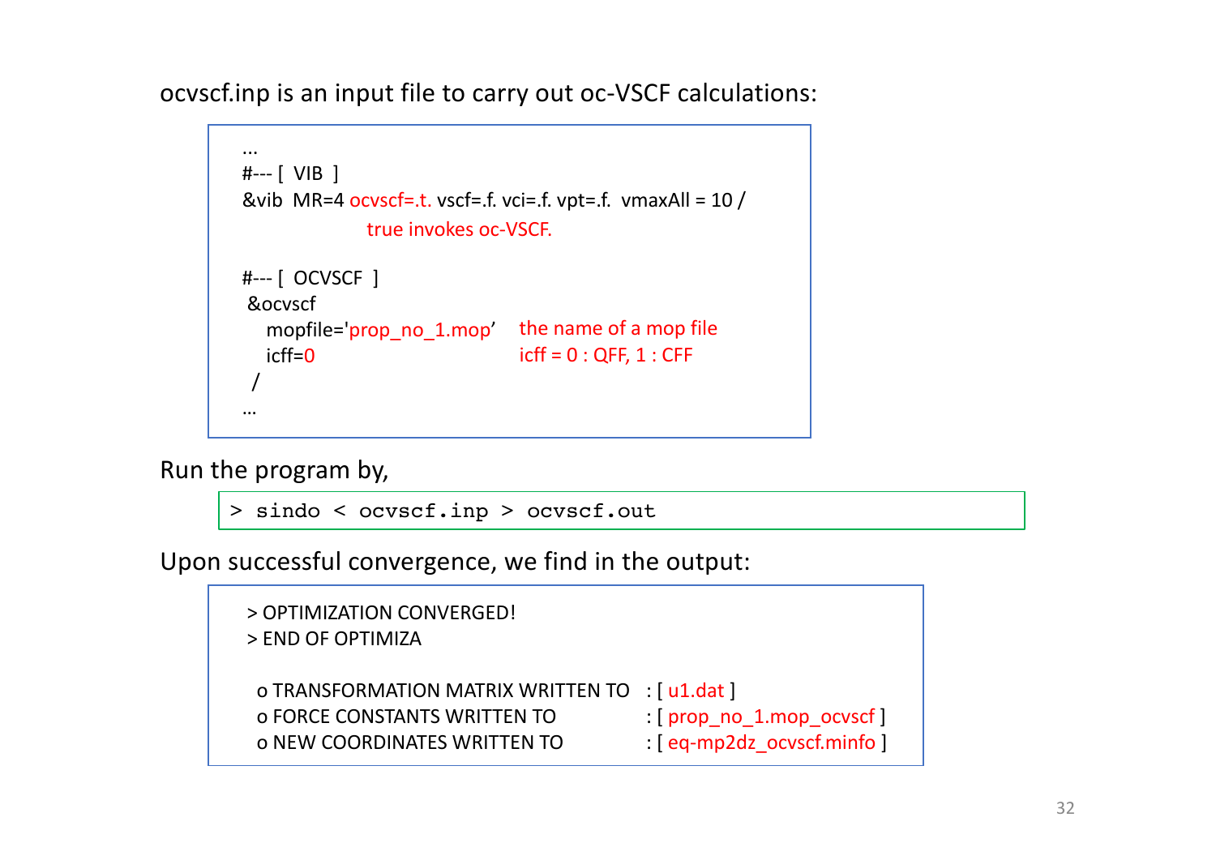ocvscf.inp is an input file to carry out oc-VSCF calculations:

```
...
#--- [  VIB  ]
&vib  MR=4 ocvscf=.t. vscf=.f. vci=.f. vpt=.f.  vmaxAll = 10 /
                    true invokes oc-VSCF.

#--- [  OCVSCF  ]
 &ocvscf
    mopfile='prop_no_1.mop'    the name of a mop file
    icff=0                     icff = 0 : QFF, 1 : CFF
 /
...
```

Run the program by,

```
> sindo < ocvscf.inp > ocvscf.out
```

Upon successful convergence, we find in the output:

```
> OPTIMIZATION CONVERGED!
> END OF OPTIMIZA

 o TRANSFORMATION MATRIX WRITTEN TO   : [ u1.dat ]
 o FORCE CONSTANTS WRITTEN TO         : [ prop_no_1.mop_ocvscf ]
 o NEW COORDINATES WRITTEN TO         : [ eq-mp2dz_ocvscf.minfo ]
```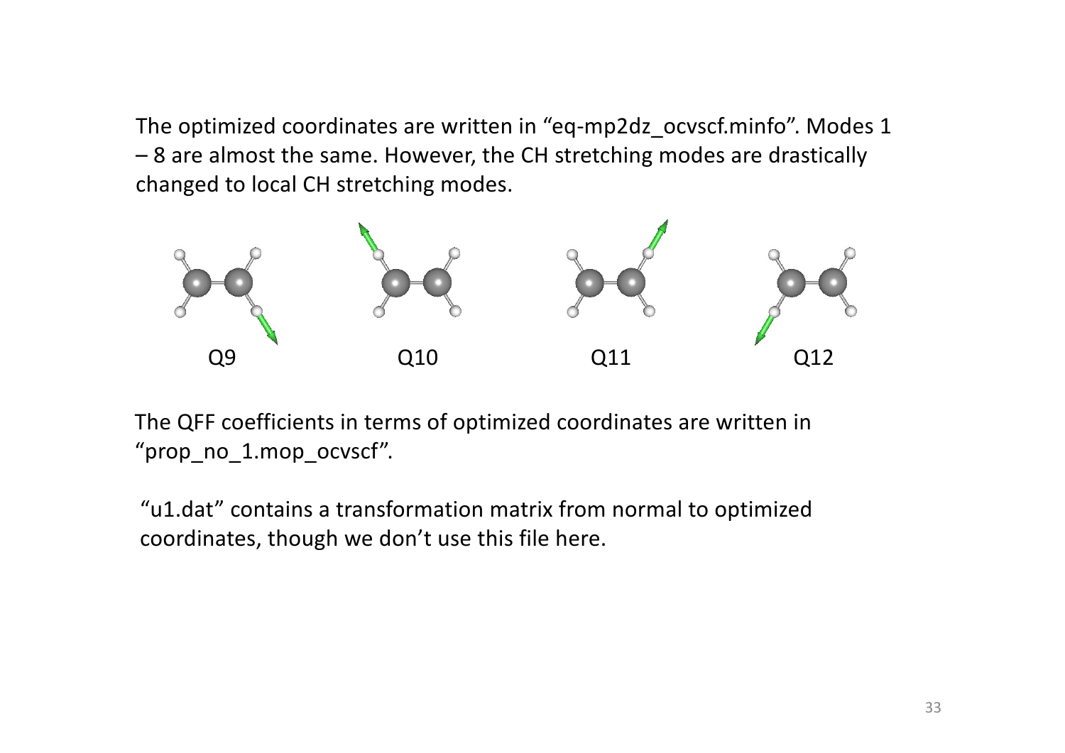The optimized coordinates are written in “eq-mp2dz_ocvscf.minfo”. Modes 1 – 8 are almost the same. However, the CH stretching modes are drastically changed to local CH stretching modes.

Q9 Q10 Q11 Q12

The QFF coefficients in terms of optimized coordinates are written in “prop_no_1.mop_ocvscf”.

“u1.dat” contains a transformation matrix from normal to optimized coordinates, though we don’t use this file here.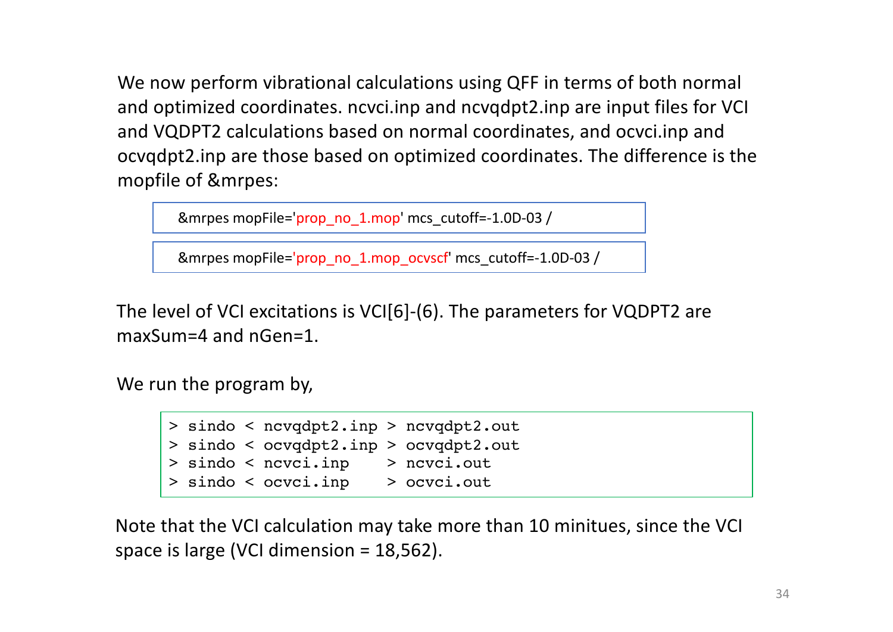We now perform vibrational calculations using QFF in terms of both normal and optimized coordinates. ncvci.inp and ncvqdpt2.inp are input files for VCI and VQDPT2 calculations based on normal coordinates, and ocvci.inp and ocvqdpt2.inp are those based on optimized coordinates. The difference is the mopfile of &mrpes:

```
&mrpes mopFile='prop_no_1.mop' mcs_cutoff=-1.0D-03 /
```

```
&mrpes mopFile='prop_no_1.mop_ocvscf' mcs_cutoff=-1.0D-03 /
```

The level of VCI excitations is VCI[6]-(6). The parameters for VQDPT2 are maxSum=4 and nGen=1.

We run the program by,

```
> sindo < ncvqdpt2.inp > ncvqdpt2.out
> sindo < ocvqdpt2.inp > ocvqdpt2.out
> sindo < ncvci.inp    > ncvci.out
> sindo < ocvci.inp    > ocvci.out
```

Note that the VCI calculation may take more than 10 minitues, since the VCI space is large (VCI dimension = 18,562).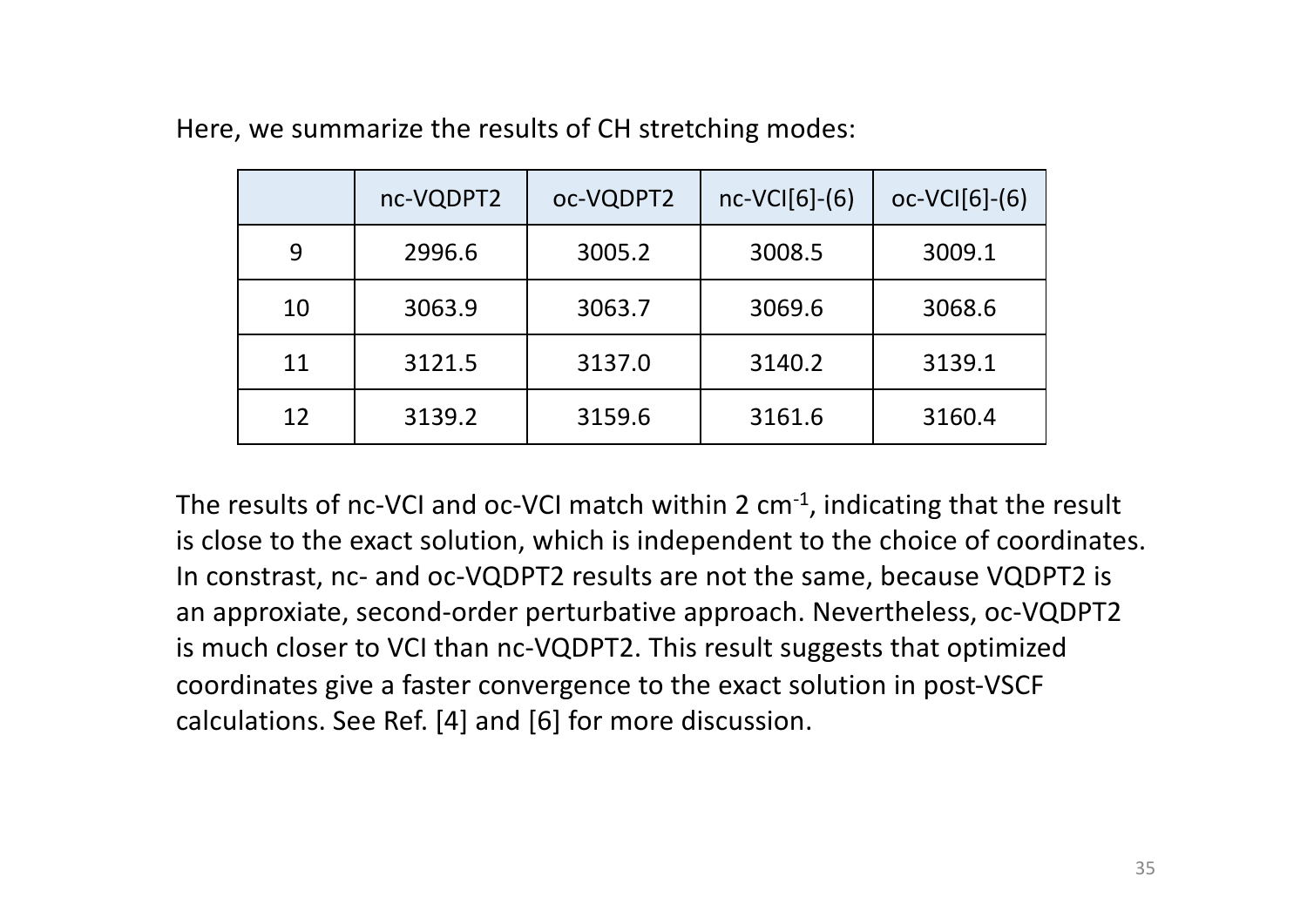Here, we summarize the results of CH stretching modes:

| | nc-VQDPT2 | oc-VQDPT2 | nc-VCI[6]-(6) | oc-VCI[6]-(6) |
|---|---|---|---|---|
| 9 | 2996.6 | 3005.2 | 3008.5 | 3009.1 |
| 10 | 3063.9 | 3063.7 | 3069.6 | 3068.6 |
| 11 | 3121.5 | 3137.0 | 3140.2 | 3139.1 |
| 12 | 3139.2 | 3159.6 | 3161.6 | 3160.4 |

The results of nc-VCI and oc-VCI match within 2 $cm^{-1}$, indicating that the result is close to the exact solution, which is independent to the choice of coordinates. In constrast, nc- and oc-VQDPT2 results are not the same, because VQDPT2 is an approxiate, second-order perturbative approach. Nevertheless, oc-VQDPT2 is much closer to VCI than nc-VQDPT2. This result suggests that optimized coordinates give a faster convergence to the exact solution in post-VSCF calculations. See Ref. [4] and [6] for more discussion.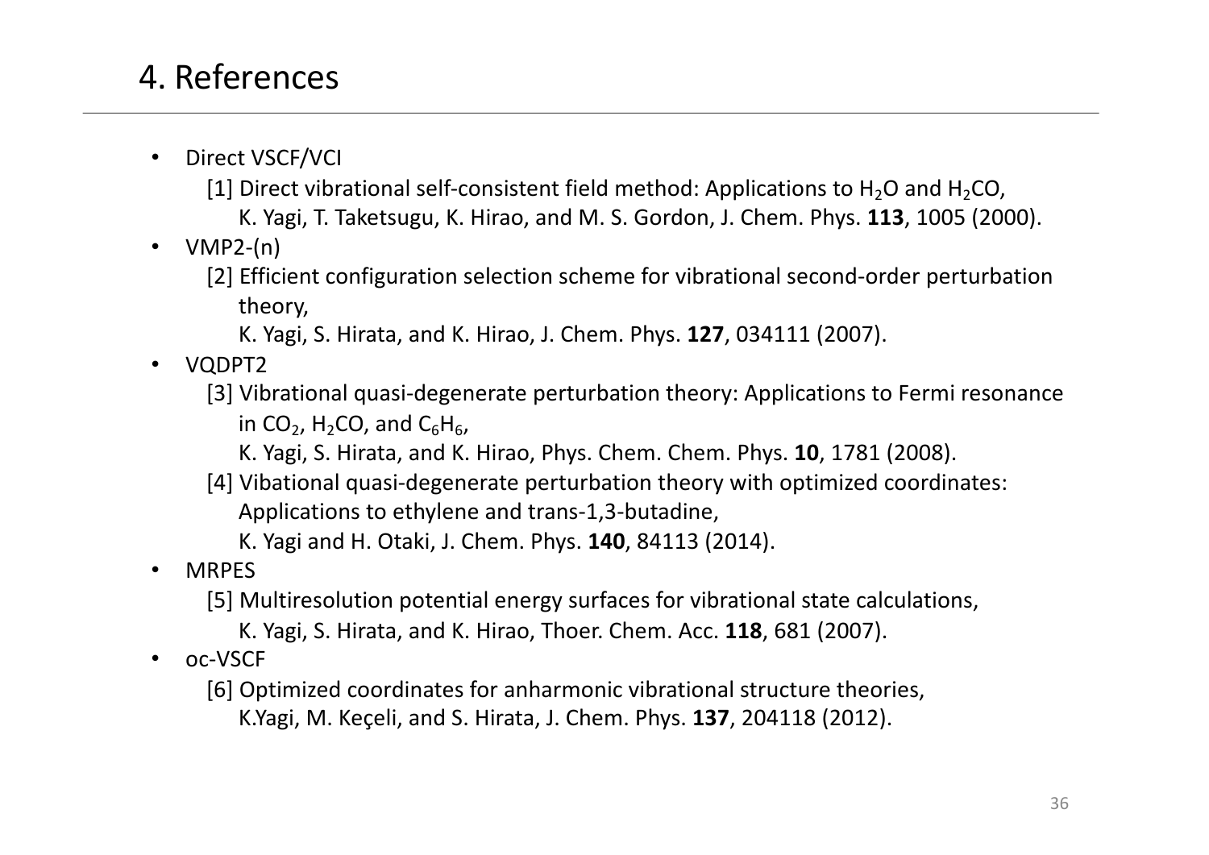# 4. References

- Direct VSCF/VCI
  - [1] Direct vibrational self-consistent field method: Applications to $H_2O$ and $H_2CO$, K. Yagi, T. Taketsugu, K. Hirao, and M. S. Gordon, J. Chem. Phys. **113**, 1005 (2000).
- VMP2-(n)
  - [2] Efficient configuration selection scheme for vibrational second-order perturbation theory, K. Yagi, S. Hirata, and K. Hirao, J. Chem. Phys. **127**, 034111 (2007).
- VQDPT2
  - [3] Vibrational quasi-degenerate perturbation theory: Applications to Fermi resonance in $CO_2$, $H_2CO$, and $C_6H_6$, K. Yagi, S. Hirata, and K. Hirao, Phys. Chem. Chem. Phys. **10**, 1781 (2008).
  - [4] Vibational quasi-degenerate perturbation theory with optimized coordinates: Applications to ethylene and trans-1,3-butadine, K. Yagi and H. Otaki, J. Chem. Phys. **140**, 84113 (2014).
- MRPES
  - [5] Multiresolution potential energy surfaces for vibrational state calculations, K. Yagi, S. Hirata, and K. Hirao, Thoer. Chem. Acc. **118**, 681 (2007).
- oc-VSCF
  - [6] Optimized coordinates for anharmonic vibrational structure theories, K.Yagi, M. Keçeli, and S. Hirata, J. Chem. Phys. **137**, 204118 (2012).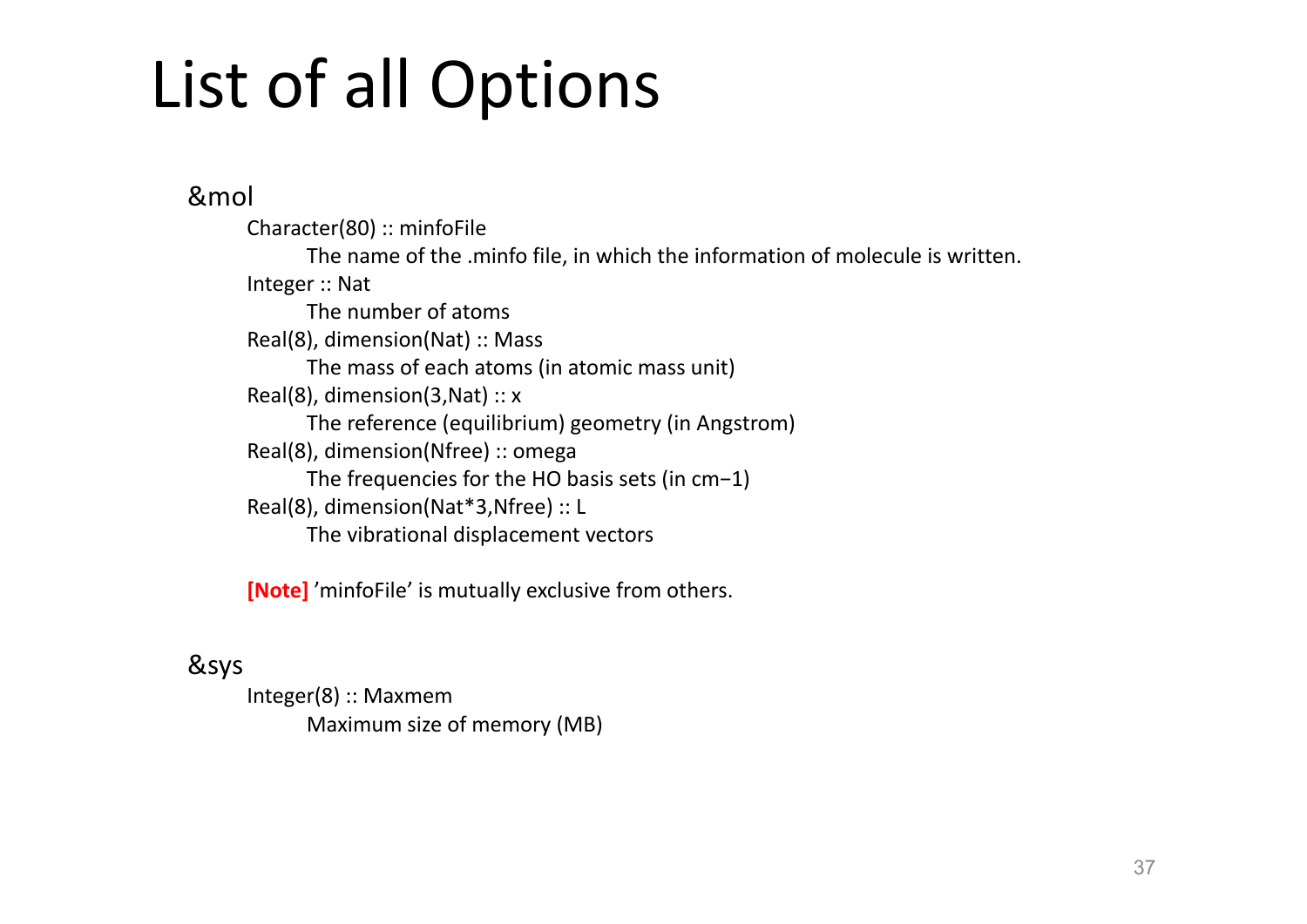# List of all Options

## &mol

Character(80) :: minfoFile

The name of the .minfo file, in which the information of molecule is written.

Integer :: Nat

The number of atoms

Real(8), dimension(Nat) :: Mass

The mass of each atoms (in atomic mass unit)

Real(8), dimension(3,Nat) :: x

The reference (equilibrium) geometry (in Angstrom)

Real(8), dimension(Nfree) :: omega

The frequencies for the HO basis sets (in $cm^{-1}$)

Real(8), dimension(Nat*3,Nfree) :: L

The vibrational displacement vectors

**[Note]** ’minfoFile’ is mutually exclusive from others.

## &sys

Integer(8) :: Maxmem

Maximum size of memory (MB)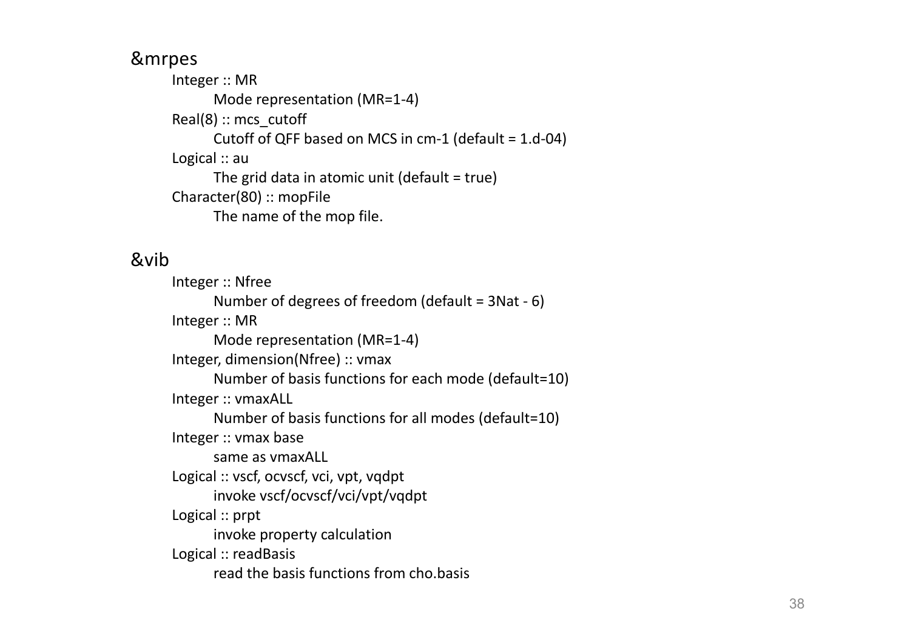## &mrpes

Integer :: MR

  Mode representation (MR=1-4)

Real(8) :: mcs_cutoff

  Cutoff of QFF based on MCS in cm-1 (default = 1.d-04)

Logical :: au

  The grid data in atomic unit (default = true)

Character(80) :: mopFile

  The name of the mop file.

## &vib

Integer :: Nfree

  Number of degrees of freedom (default = 3Nat - 6)

Integer :: MR

  Mode representation (MR=1-4)

Integer, dimension(Nfree) :: vmax

  Number of basis functions for each mode (default=10)

Integer :: vmaxALL

  Number of basis functions for all modes (default=10)

Integer :: vmax base

  same as vmaxALL

Logical :: vscf, ocvscf, vci, vpt, vqdpt

  invoke vscf/ocvscf/vci/vpt/vqdpt

Logical :: prpt

  invoke property calculation

Logical :: readBasis

  read the basis functions from cho.basis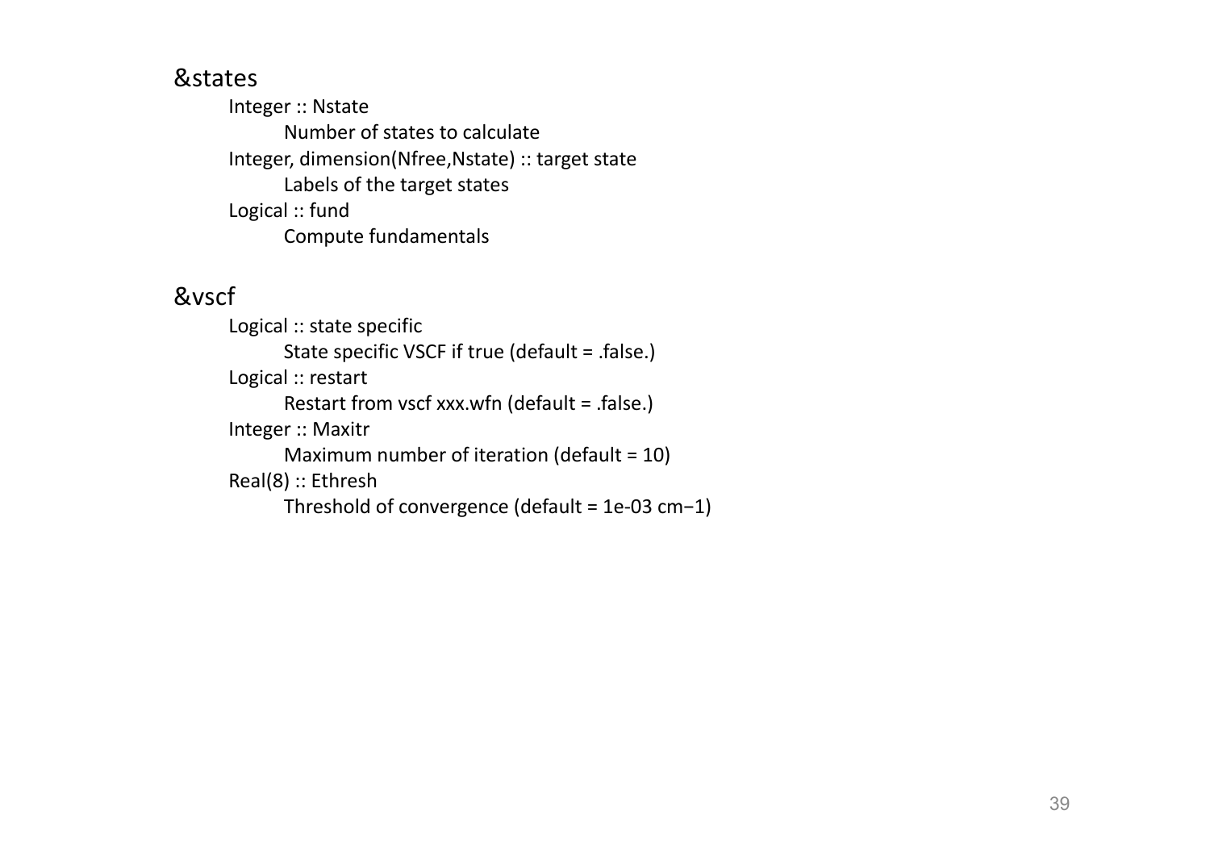&states

- Integer :: Nstate
  - Number of states to calculate
- Integer, dimension(Nfree,Nstate) :: target state
  - Labels of the target states
- Logical :: fund
  - Compute fundamentals

&vscf

- Logical :: state specific
  - State specific VSCF if true (default = .false.)
- Logical :: restart
  - Restart from vscf xxx.wfn (default = .false.)
- Integer :: Maxitr
  - Maximum number of iteration (default = 10)
- Real(8) :: Ethresh
  - Threshold of convergence (default = 1e-03 $cm^{-1}$)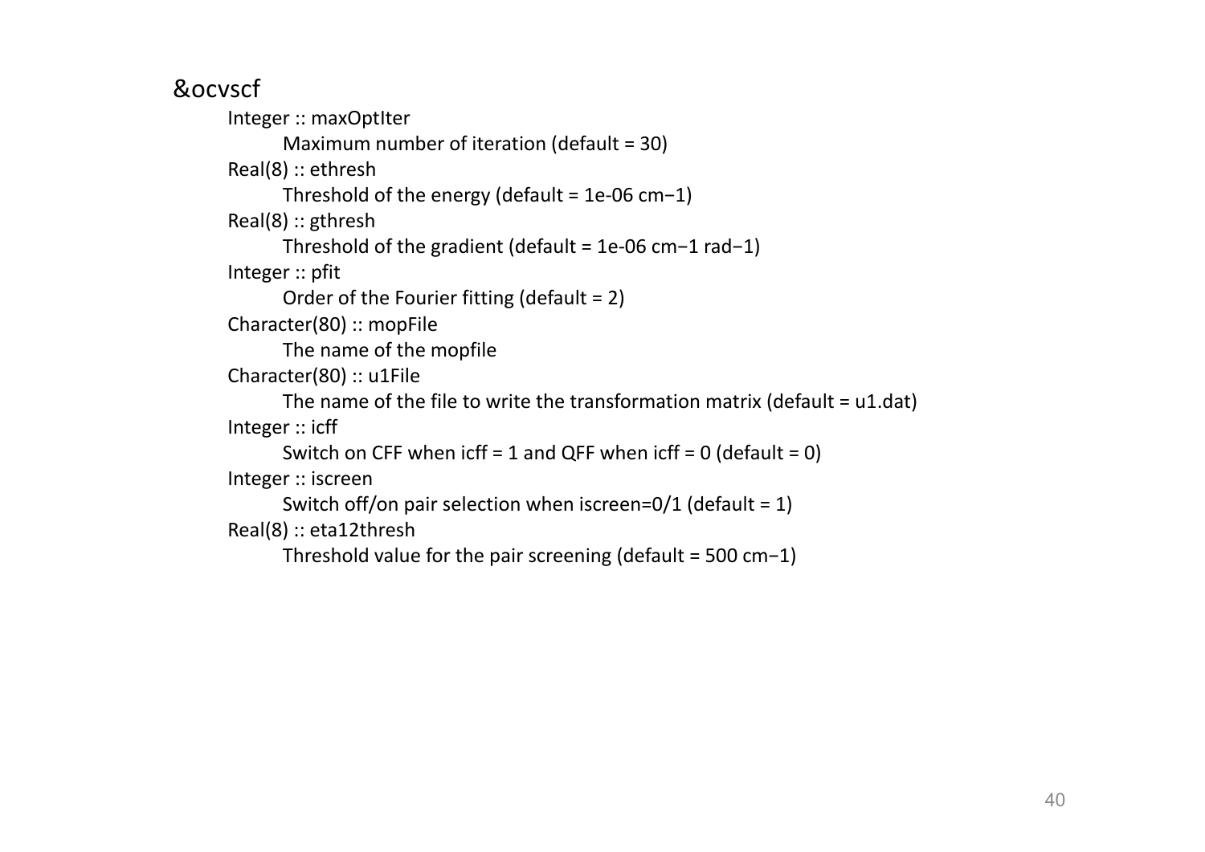&ocvscf

- Integer :: maxOptIter
  - Maximum number of iteration (default = 30)
- Real(8) :: ethresh
  - Threshold of the energy (default = 1e-06 $cm^{-1}$)
- Real(8) :: gthresh
  - Threshold of the gradient (default = 1e-06 $cm^{-1}$ $rad^{-1}$)
- Integer :: pfit
  - Order of the Fourier fitting (default = 2)
- Character(80) :: mopFile
  - The name of the mopfile
- Character(80) :: u1File
  - The name of the file to write the transformation matrix (default = u1.dat)
- Integer :: icff
  - Switch on CFF when icff = 1 and QFF when icff = 0 (default = 0)
- Integer :: iscreen
  - Switch off/on pair selection when iscreen=0/1 (default = 1)
- Real(8) :: eta12thresh
  - Threshold value for the pair screening (default = 500 $cm^{-1}$)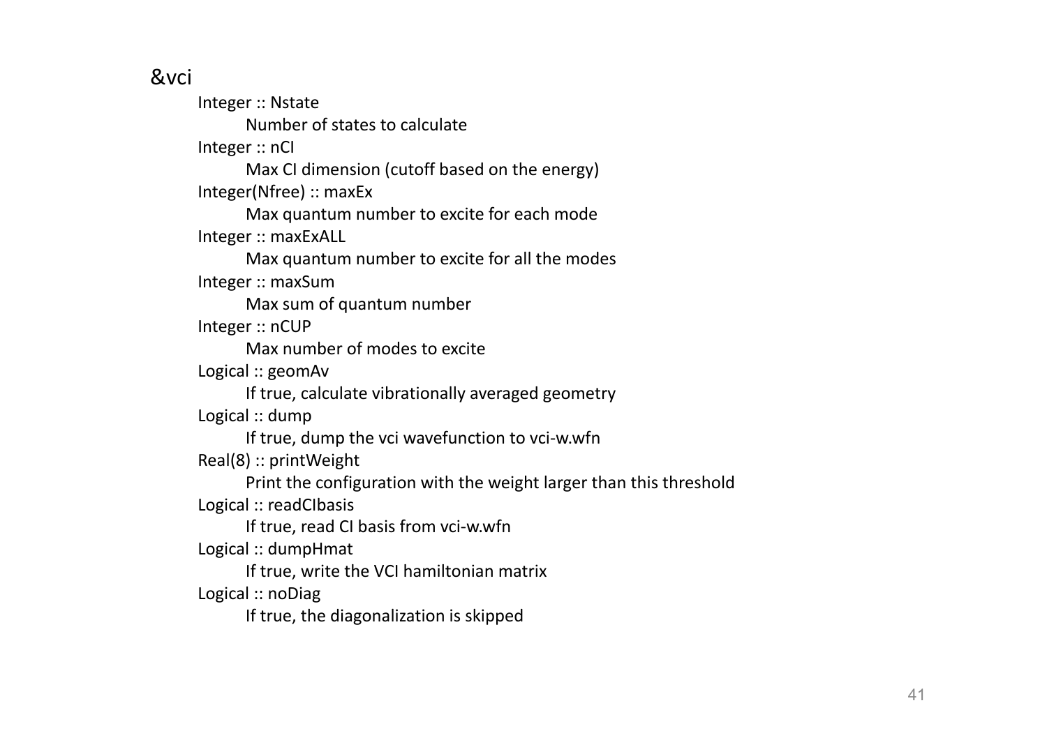&vci

- Integer :: Nstate
  - Number of states to calculate
- Integer :: nCI
  - Max CI dimension (cutoff based on the energy)
- Integer(Nfree) :: maxEx
  - Max quantum number to excite for each mode
- Integer :: maxExALL
  - Max quantum number to excite for all the modes
- Integer :: maxSum
  - Max sum of quantum number
- Integer :: nCUP
  - Max number of modes to excite
- Logical :: geomAv
  - If true, calculate vibrationally averaged geometry
- Logical :: dump
  - If true, dump the vci wavefunction to vci-w.wfn
- Real(8) :: printWeight
  - Print the configuration with the weight larger than this threshold
- Logical :: readCIbasis
  - If true, read CI basis from vci-w.wfn
- Logical :: dumpHmat
  - If true, write the VCI hamiltonian matrix
- Logical :: noDiag
  - If true, the diagonalization is skipped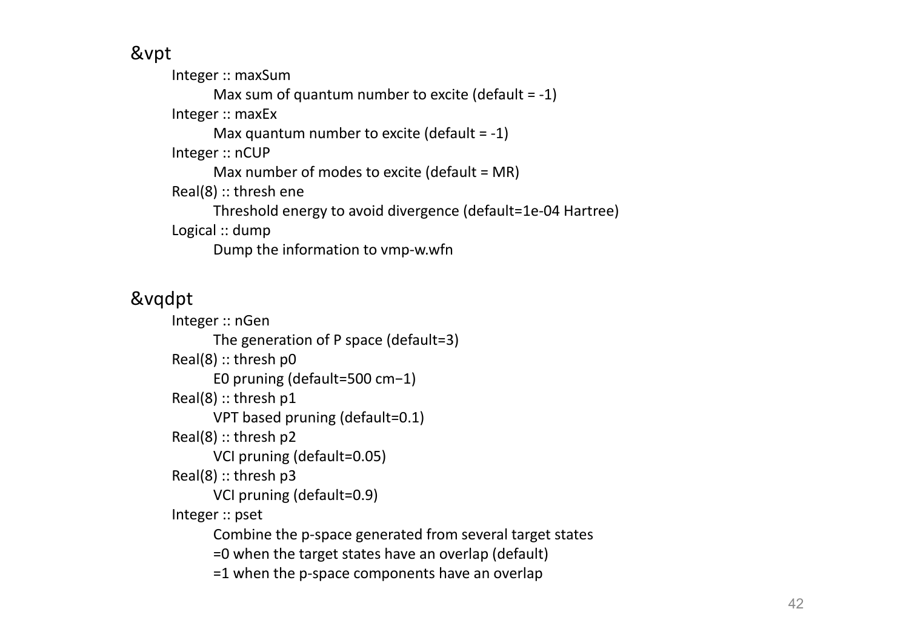&vpt

- Integer :: maxSum
  - Max sum of quantum number to excite (default = -1)
- Integer :: maxEx
  - Max quantum number to excite (default = -1)
- Integer :: nCUP
  - Max number of modes to excite (default = MR)
- Real(8) :: thresh ene
  - Threshold energy to avoid divergence (default=1e-04 Hartree)
- Logical :: dump
  - Dump the information to vmp-w.wfn

&vqdpt

- Integer :: nGen
  - The generation of P space (default=3)
- Real(8) :: thresh p0
  - E0 pruning (default=500 $cm^{-1}$)
- Real(8) :: thresh p1
  - VPT based pruning (default=0.1)
- Real(8) :: thresh p2
  - VCI pruning (default=0.05)
- Real(8) :: thresh p3
  - VCI pruning (default=0.9)
- Integer :: pset
  - Combine the p-space generated from several target states
  - =0 when the target states have an overlap (default)
  - =1 when the p-space components have an overlap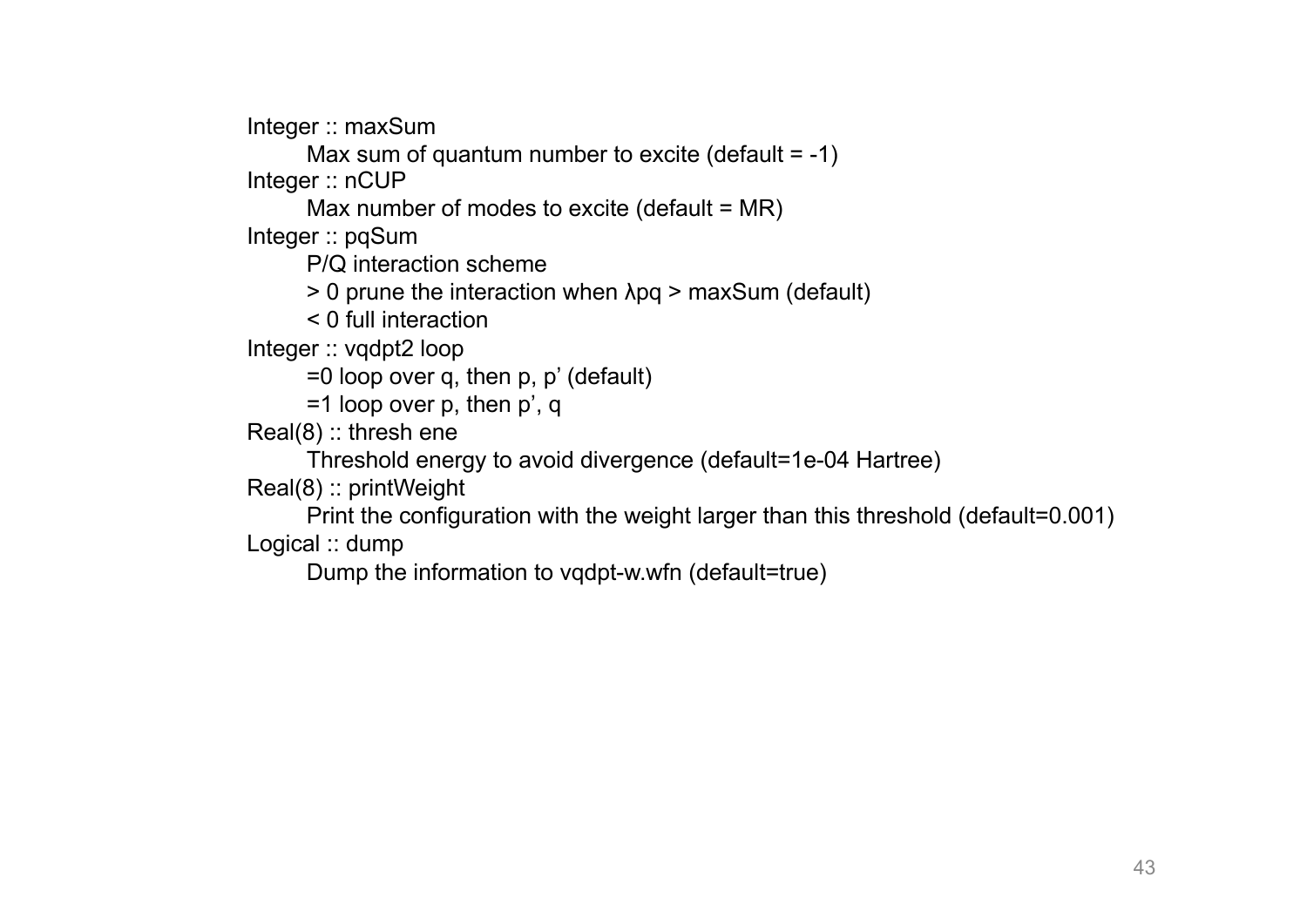Integer :: maxSum

    Max sum of quantum number to excite (default = -1)

Integer :: nCUP

    Max number of modes to excite (default = MR)

Integer :: pqSum

    P/Q interaction scheme

    > 0 prune the interaction when $\lambda pq$ > maxSum (default)

    < 0 full interaction

Integer :: vqdpt2 loop

    =0 loop over q, then p, p’ (default)

    =1 loop over p, then p’, q

Real(8) :: thresh ene

    Threshold energy to avoid divergence (default=1e-04 Hartree)

Real(8) :: printWeight

    Print the configuration with the weight larger than this threshold (default=0.001)

Logical :: dump

    Dump the information to vqdpt-w.wfn (default=true)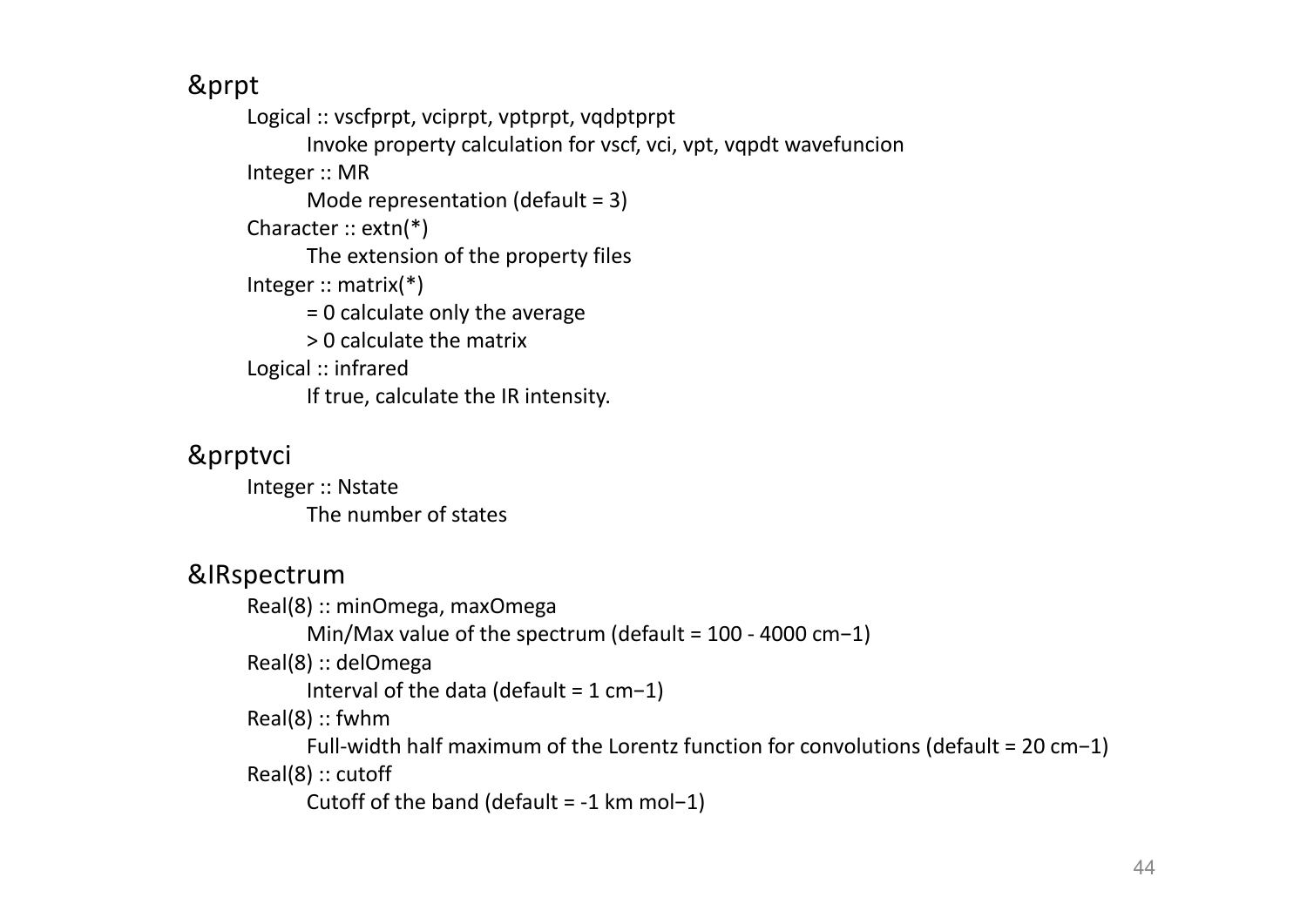## &prpt

Logical :: vscfprpt, vciprpt, vptprpt, vqdptprpt

Invoke property calculation for vscf, vci, vpt, vqpdt wavefuncion

Integer :: MR

Mode representation (default = 3)

Character :: extn(*)

The extension of the property files

Integer :: matrix(*)

= 0 calculate only the average

> 0 calculate the matrix

Logical :: infrared

If true, calculate the IR intensity.

## &prptvci

Integer :: Nstate

The number of states

## &IRspectrum

Real(8) :: minOmega, maxOmega

Min/Max value of the spectrum (default = 100 - 4000 $cm^{-1}$)

Real(8) :: delOmega

Interval of the data (default = 1 $cm^{-1}$)

Real(8) :: fwhm

Full-width half maximum of the Lorentz function for convolutions (default = 20 $cm^{-1}$)

Real(8) :: cutoff

Cutoff of the band (default = -1 km $mol^{-1}$)